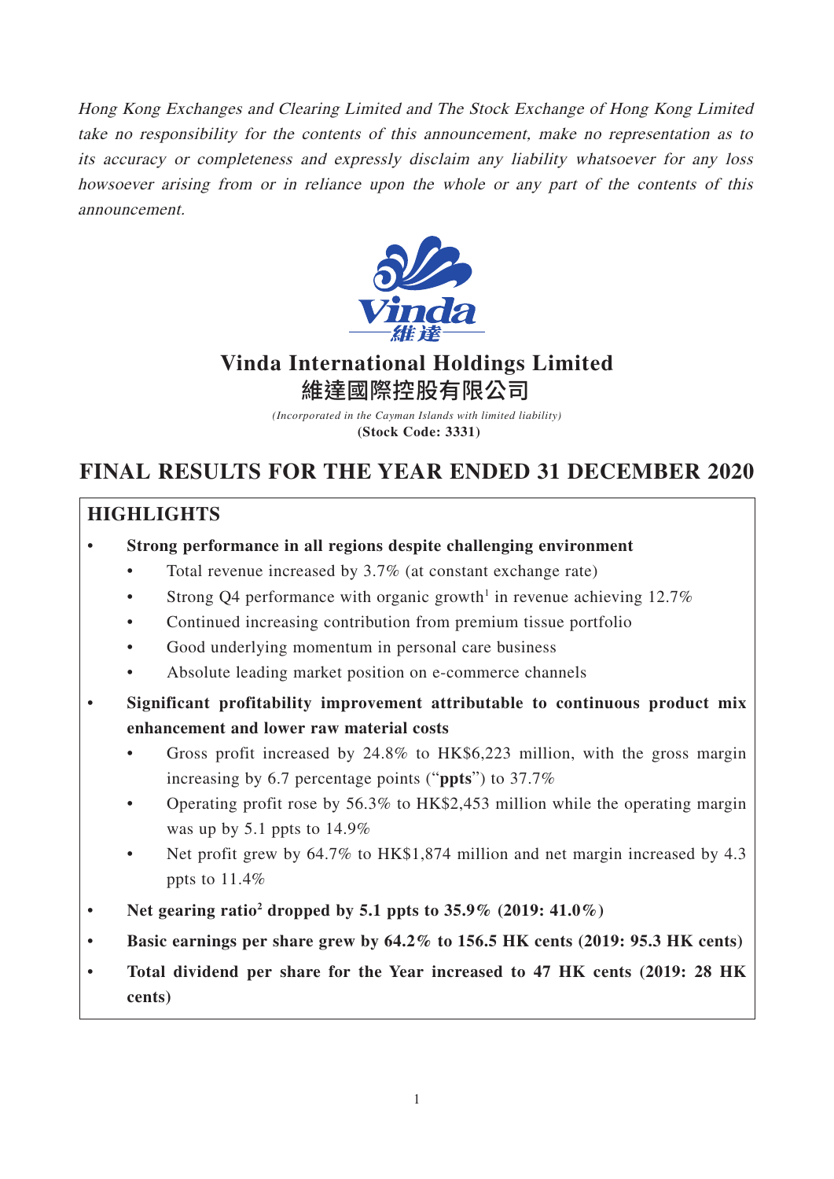*Hong Kong Exchanges and Clearing Limited and The Stock Exchange of Hong Kong Limited take no responsibility for the contents of this announcement, make no representation as to its accuracy or completeness and expressly disclaim any liability whatsoever for any loss howsoever arising from or in reliance upon the whole or any part of the contents of this announcement.*

# Vinda International Holdings Limited
# 維達國際控股有限公司

*(Incorporated in the Cayman Islands with limited liability)*
**(Stock Code: 3331)**

# FINAL RESULTS FOR THE YEAR ENDED 31 DECEMBER 2020

## HIGHLIGHTS

- **Strong performance in all regions despite challenging environment**
  - Total revenue increased by 3.7% (at constant exchange rate)
  - Strong Q4 performance with organic growth[1] in revenue achieving 12.7%
  - Continued increasing contribution from premium tissue portfolio
  - Good underlying momentum in personal care business
  - Absolute leading market position on e-commerce channels
- **Significant profitability improvement attributable to continuous product mix enhancement and lower raw material costs**
  - Gross profit increased by 24.8% to HK$6,223 million, with the gross margin increasing by 6.7 percentage points ("**ppts**") to 37.7%
  - Operating profit rose by 56.3% to HK$2,453 million while the operating margin was up by 5.1 ppts to 14.9%
  - Net profit grew by 64.7% to HK$1,874 million and net margin increased by 4.3 ppts to 11.4%
- **Net gearing ratio[2] dropped by 5.1 ppts to 35.9% (2019: 41.0%)**
- **Basic earnings per share grew by 64.2% to 156.5 HK cents (2019: 95.3 HK cents)**
- **Total dividend per share for the Year increased to 47 HK cents (2019: 28 HK cents)**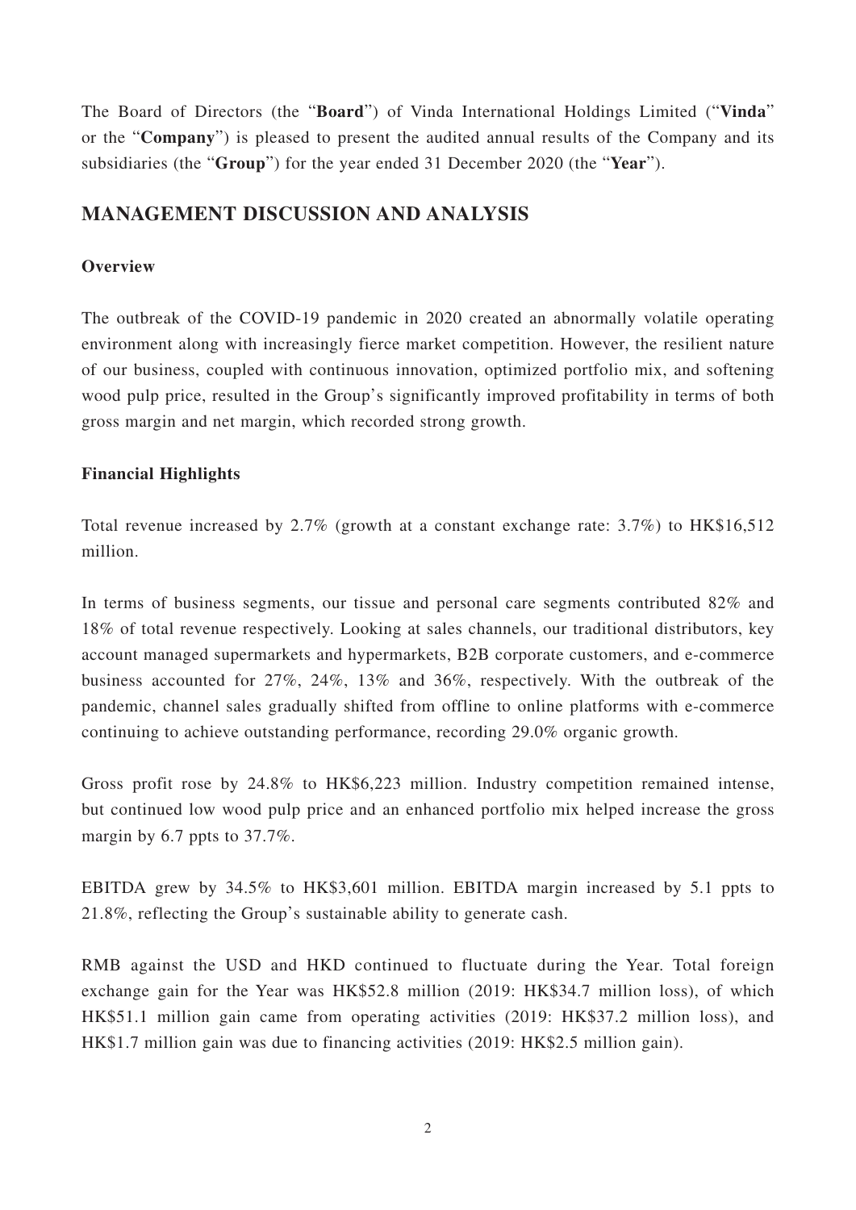The Board of Directors (the "**Board**") of Vinda International Holdings Limited ("**Vinda**" or the "**Company**") is pleased to present the audited annual results of the Company and its subsidiaries (the "**Group**") for the year ended 31 December 2020 (the "**Year**").

## MANAGEMENT DISCUSSION AND ANALYSIS

### Overview

The outbreak of the COVID-19 pandemic in 2020 created an abnormally volatile operating environment along with increasingly fierce market competition. However, the resilient nature of our business, coupled with continuous innovation, optimized portfolio mix, and softening wood pulp price, resulted in the Group's significantly improved profitability in terms of both gross margin and net margin, which recorded strong growth.

### Financial Highlights

Total revenue increased by 2.7% (growth at a constant exchange rate: 3.7%) to HK$16,512 million.

In terms of business segments, our tissue and personal care segments contributed 82% and 18% of total revenue respectively. Looking at sales channels, our traditional distributors, key account managed supermarkets and hypermarkets, B2B corporate customers, and e-commerce business accounted for 27%, 24%, 13% and 36%, respectively. With the outbreak of the pandemic, channel sales gradually shifted from offline to online platforms with e-commerce continuing to achieve outstanding performance, recording 29.0% organic growth.

Gross profit rose by 24.8% to HK$6,223 million. Industry competition remained intense, but continued low wood pulp price and an enhanced portfolio mix helped increase the gross margin by 6.7 ppts to 37.7%.

EBITDA grew by 34.5% to HK$3,601 million. EBITDA margin increased by 5.1 ppts to 21.8%, reflecting the Group's sustainable ability to generate cash.

RMB against the USD and HKD continued to fluctuate during the Year. Total foreign exchange gain for the Year was HK$52.8 million (2019: HK$34.7 million loss), of which HK$51.1 million gain came from operating activities (2019: HK$37.2 million loss), and HK$1.7 million gain was due to financing activities (2019: HK$2.5 million gain).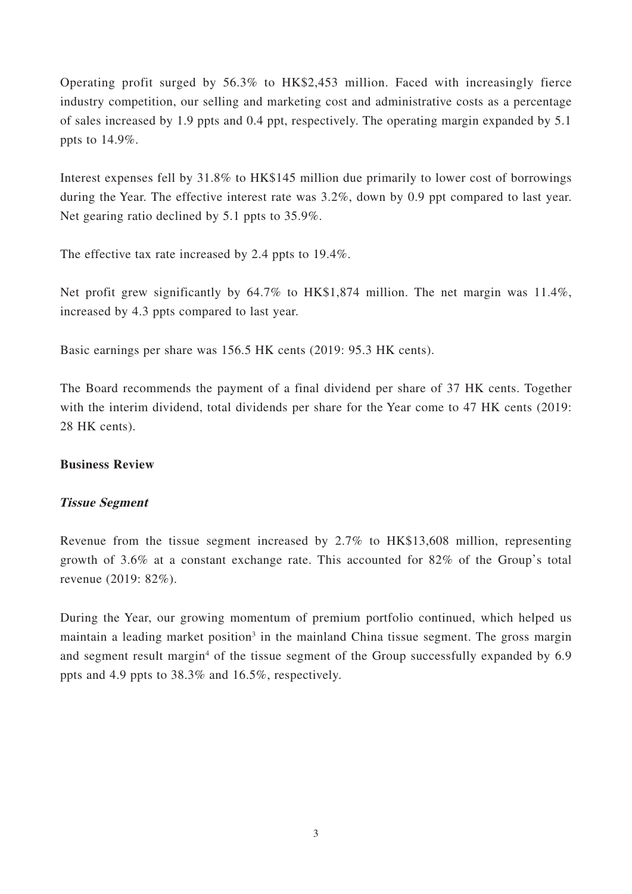Operating profit surged by 56.3% to HK$2,453 million. Faced with increasingly fierce industry competition, our selling and marketing cost and administrative costs as a percentage of sales increased by 1.9 ppts and 0.4 ppt, respectively. The operating margin expanded by 5.1 ppts to 14.9%.

Interest expenses fell by 31.8% to HK$145 million due primarily to lower cost of borrowings during the Year. The effective interest rate was 3.2%, down by 0.9 ppt compared to last year. Net gearing ratio declined by 5.1 ppts to 35.9%.

The effective tax rate increased by 2.4 ppts to 19.4%.

Net profit grew significantly by 64.7% to HK$1,874 million. The net margin was 11.4%, increased by 4.3 ppts compared to last year.

Basic earnings per share was 156.5 HK cents (2019: 95.3 HK cents).

The Board recommends the payment of a final dividend per share of 37 HK cents. Together with the interim dividend, total dividends per share for the Year come to 47 HK cents (2019: 28 HK cents).

**Business Review**

***Tissue Segment***

Revenue from the tissue segment increased by 2.7% to HK$13,608 million, representing growth of 3.6% at a constant exchange rate. This accounted for 82% of the Group's total revenue (2019: 82%).

During the Year, our growing momentum of premium portfolio continued, which helped us maintain a leading market position[3] in the mainland China tissue segment. The gross margin and segment result margin[4] of the tissue segment of the Group successfully expanded by 6.9 ppts and 4.9 ppts to 38.3% and 16.5%, respectively.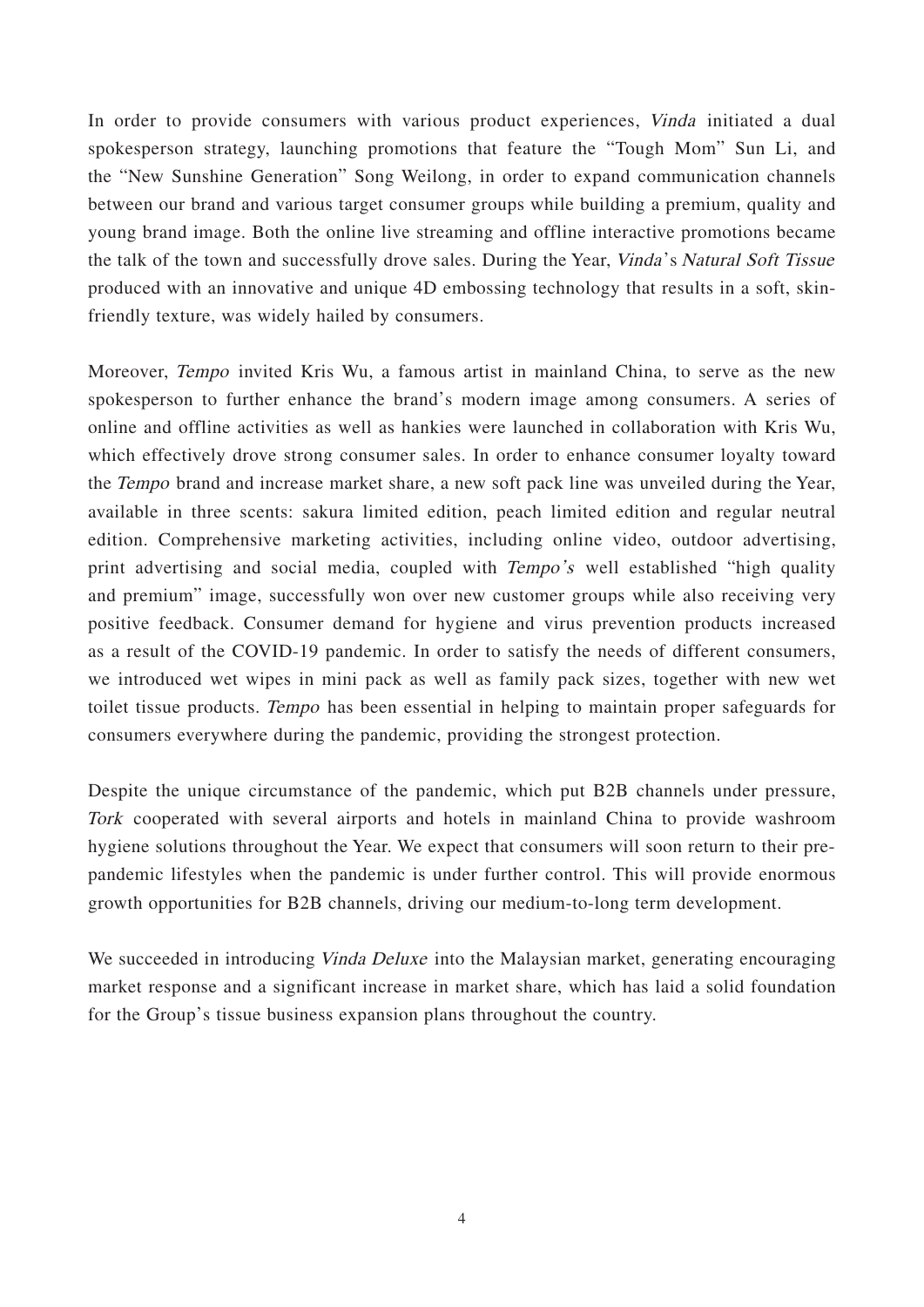In order to provide consumers with various product experiences, *Vinda* initiated a dual spokesperson strategy, launching promotions that feature the "Tough Mom" Sun Li, and the "New Sunshine Generation" Song Weilong, in order to expand communication channels between our brand and various target consumer groups while building a premium, quality and young brand image. Both the online live streaming and offline interactive promotions became the talk of the town and successfully drove sales. During the Year, *Vinda*'s *Natural Soft Tissue* produced with an innovative and unique 4D embossing technology that results in a soft, skin-friendly texture, was widely hailed by consumers.

Moreover, *Tempo* invited Kris Wu, a famous artist in mainland China, to serve as the new spokesperson to further enhance the brand's modern image among consumers. A series of online and offline activities as well as hankies were launched in collaboration with Kris Wu, which effectively drove strong consumer sales. In order to enhance consumer loyalty toward the *Tempo* brand and increase market share, a new soft pack line was unveiled during the Year, available in three scents: sakura limited edition, peach limited edition and regular neutral edition. Comprehensive marketing activities, including online video, outdoor advertising, print advertising and social media, coupled with *Tempo's* well established "high quality and premium" image, successfully won over new customer groups while also receiving very positive feedback. Consumer demand for hygiene and virus prevention products increased as a result of the COVID-19 pandemic. In order to satisfy the needs of different consumers, we introduced wet wipes in mini pack as well as family pack sizes, together with new wet toilet tissue products. *Tempo* has been essential in helping to maintain proper safeguards for consumers everywhere during the pandemic, providing the strongest protection.

Despite the unique circumstance of the pandemic, which put B2B channels under pressure, *Tork* cooperated with several airports and hotels in mainland China to provide washroom hygiene solutions throughout the Year. We expect that consumers will soon return to their pre-pandemic lifestyles when the pandemic is under further control. This will provide enormous growth opportunities for B2B channels, driving our medium-to-long term development.

We succeeded in introducing *Vinda Deluxe* into the Malaysian market, generating encouraging market response and a significant increase in market share, which has laid a solid foundation for the Group's tissue business expansion plans throughout the country.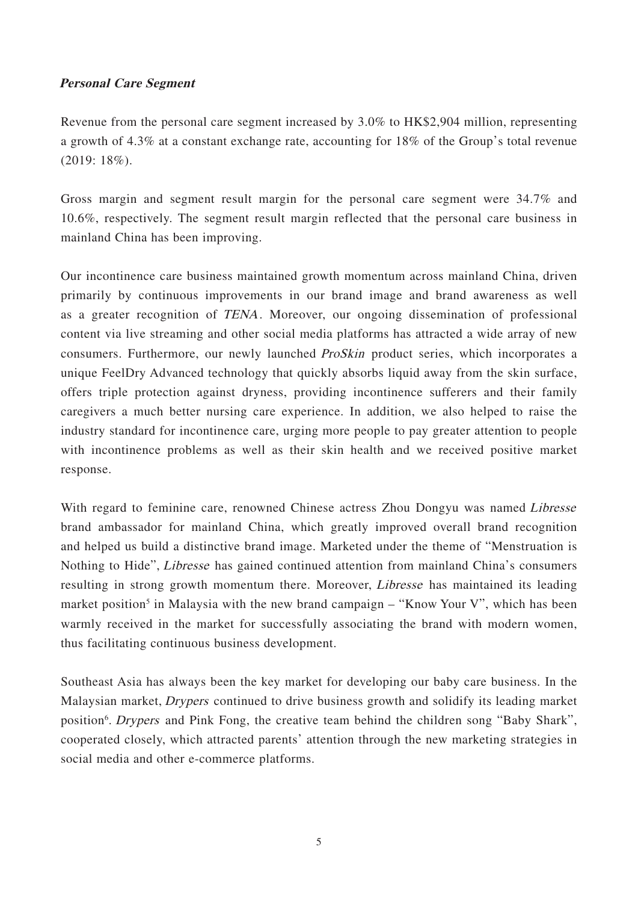***Personal Care Segment***

Revenue from the personal care segment increased by 3.0% to HK$2,904 million, representing a growth of 4.3% at a constant exchange rate, accounting for 18% of the Group's total revenue (2019: 18%).

Gross margin and segment result margin for the personal care segment were 34.7% and 10.6%, respectively. The segment result margin reflected that the personal care business in mainland China has been improving.

Our incontinence care business maintained growth momentum across mainland China, driven primarily by continuous improvements in our brand image and brand awareness as well as a greater recognition of *TENA*. Moreover, our ongoing dissemination of professional content via live streaming and other social media platforms has attracted a wide array of new consumers. Furthermore, our newly launched *ProSkin* product series, which incorporates a unique FeelDry Advanced technology that quickly absorbs liquid away from the skin surface, offers triple protection against dryness, providing incontinence sufferers and their family caregivers a much better nursing care experience. In addition, we also helped to raise the industry standard for incontinence care, urging more people to pay greater attention to people with incontinence problems as well as their skin health and we received positive market response.

With regard to feminine care, renowned Chinese actress Zhou Dongyu was named *Libresse* brand ambassador for mainland China, which greatly improved overall brand recognition and helped us build a distinctive brand image. Marketed under the theme of "Menstruation is Nothing to Hide", *Libresse* has gained continued attention from mainland China's consumers resulting in strong growth momentum there. Moreover, *Libresse* has maintained its leading market position[5] in Malaysia with the new brand campaign – "Know Your V", which has been warmly received in the market for successfully associating the brand with modern women, thus facilitating continuous business development.

Southeast Asia has always been the key market for developing our baby care business. In the Malaysian market, *Drypers* continued to drive business growth and solidify its leading market position[6]. *Drypers* and Pink Fong, the creative team behind the children song "Baby Shark", cooperated closely, which attracted parents' attention through the new marketing strategies in social media and other e-commerce platforms.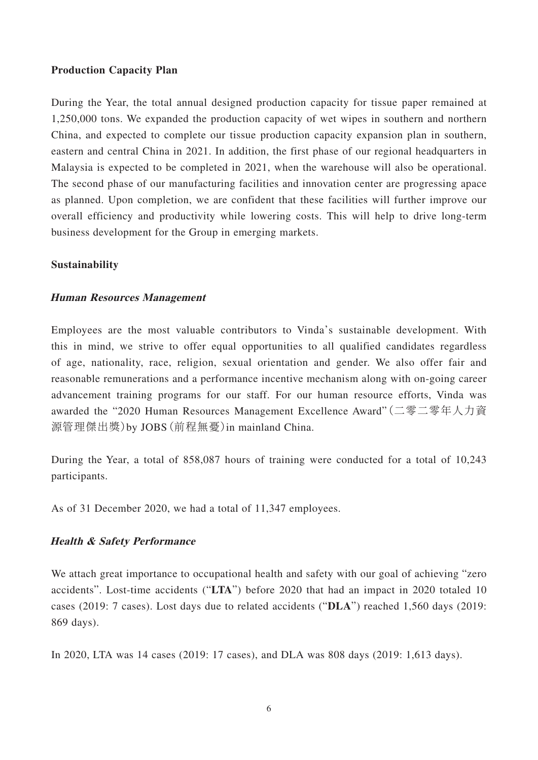**Production Capacity Plan**

During the Year, the total annual designed production capacity for tissue paper remained at 1,250,000 tons. We expanded the production capacity of wet wipes in southern and northern China, and expected to complete our tissue production capacity expansion plan in southern, eastern and central China in 2021. In addition, the first phase of our regional headquarters in Malaysia is expected to be completed in 2021, when the warehouse will also be operational. The second phase of our manufacturing facilities and innovation center are progressing apace as planned. Upon completion, we are confident that these facilities will further improve our overall efficiency and productivity while lowering costs. This will help to drive long-term business development for the Group in emerging markets.

**Sustainability**

***Human Resources Management***

Employees are the most valuable contributors to Vinda's sustainable development. With this in mind, we strive to offer equal opportunities to all qualified candidates regardless of age, nationality, race, religion, sexual orientation and gender. We also offer fair and reasonable remunerations and a performance incentive mechanism along with on-going career advancement training programs for our staff. For our human resource efforts, Vinda was awarded the "2020 Human Resources Management Excellence Award"(二零二零年人力資源管理傑出獎)by JOBS(前程無憂)in mainland China.

During the Year, a total of 858,087 hours of training were conducted for a total of 10,243 participants.

As of 31 December 2020, we had a total of 11,347 employees.

***Health & Safety Performance***

We attach great importance to occupational health and safety with our goal of achieving "zero accidents". Lost-time accidents ("**LTA**") before 2020 that had an impact in 2020 totaled 10 cases (2019: 7 cases). Lost days due to related accidents ("**DLA**") reached 1,560 days (2019: 869 days).

In 2020, LTA was 14 cases (2019: 17 cases), and DLA was 808 days (2019: 1,613 days).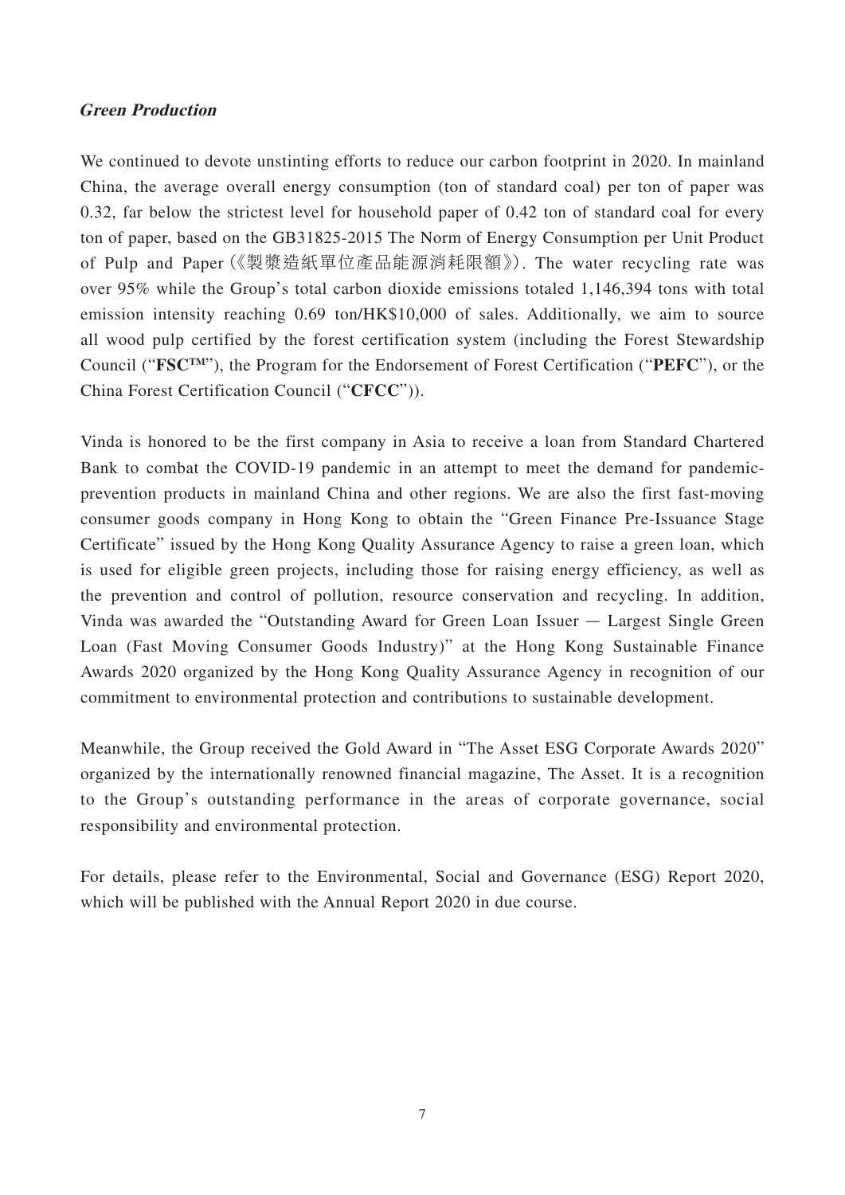***Green Production***

We continued to devote unstinting efforts to reduce our carbon footprint in 2020. In mainland China, the average overall energy consumption (ton of standard coal) per ton of paper was 0.32, far below the strictest level for household paper of 0.42 ton of standard coal for every ton of paper, based on the GB31825-2015 The Norm of Energy Consumption per Unit Product of Pulp and Paper (《製漿造紙單位產品能源消耗限額》). The water recycling rate was over 95% while the Group's total carbon dioxide emissions totaled 1,146,394 tons with total emission intensity reaching 0.69 ton/HK$10,000 of sales. Additionally, we aim to source all wood pulp certified by the forest certification system (including the Forest Stewardship Council ("**FSC™**"), the Program for the Endorsement of Forest Certification ("**PEFC**"), or the China Forest Certification Council ("**CFCC**")).

Vinda is honored to be the first company in Asia to receive a loan from Standard Chartered Bank to combat the COVID-19 pandemic in an attempt to meet the demand for pandemic-prevention products in mainland China and other regions. We are also the first fast-moving consumer goods company in Hong Kong to obtain the "Green Finance Pre-Issuance Stage Certificate" issued by the Hong Kong Quality Assurance Agency to raise a green loan, which is used for eligible green projects, including those for raising energy efficiency, as well as the prevention and control of pollution, resource conservation and recycling. In addition, Vinda was awarded the "Outstanding Award for Green Loan Issuer — Largest Single Green Loan (Fast Moving Consumer Goods Industry)" at the Hong Kong Sustainable Finance Awards 2020 organized by the Hong Kong Quality Assurance Agency in recognition of our commitment to environmental protection and contributions to sustainable development.

Meanwhile, the Group received the Gold Award in "The Asset ESG Corporate Awards 2020" organized by the internationally renowned financial magazine, The Asset. It is a recognition to the Group's outstanding performance in the areas of corporate governance, social responsibility and environmental protection.

For details, please refer to the Environmental, Social and Governance (ESG) Report 2020, which will be published with the Annual Report 2020 in due course.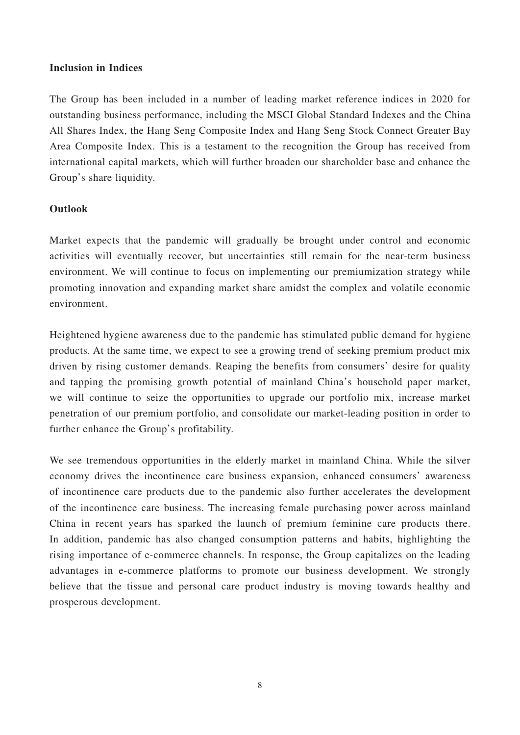**Inclusion in Indices**

The Group has been included in a number of leading market reference indices in 2020 for outstanding business performance, including the MSCI Global Standard Indexes and the China All Shares Index, the Hang Seng Composite Index and Hang Seng Stock Connect Greater Bay Area Composite Index. This is a testament to the recognition the Group has received from international capital markets, which will further broaden our shareholder base and enhance the Group's share liquidity.

**Outlook**

Market expects that the pandemic will gradually be brought under control and economic activities will eventually recover, but uncertainties still remain for the near-term business environment. We will continue to focus on implementing our premiumization strategy while promoting innovation and expanding market share amidst the complex and volatile economic environment.

Heightened hygiene awareness due to the pandemic has stimulated public demand for hygiene products. At the same time, we expect to see a growing trend of seeking premium product mix driven by rising customer demands. Reaping the benefits from consumers' desire for quality and tapping the promising growth potential of mainland China's household paper market, we will continue to seize the opportunities to upgrade our portfolio mix, increase market penetration of our premium portfolio, and consolidate our market-leading position in order to further enhance the Group's profitability.

We see tremendous opportunities in the elderly market in mainland China. While the silver economy drives the incontinence care business expansion, enhanced consumers' awareness of incontinence care products due to the pandemic also further accelerates the development of the incontinence care business. The increasing female purchasing power across mainland China in recent years has sparked the launch of premium feminine care products there. In addition, pandemic has also changed consumption patterns and habits, highlighting the rising importance of e-commerce channels. In response, the Group capitalizes on the leading advantages in e-commerce platforms to promote our business development. We strongly believe that the tissue and personal care product industry is moving towards healthy and prosperous development.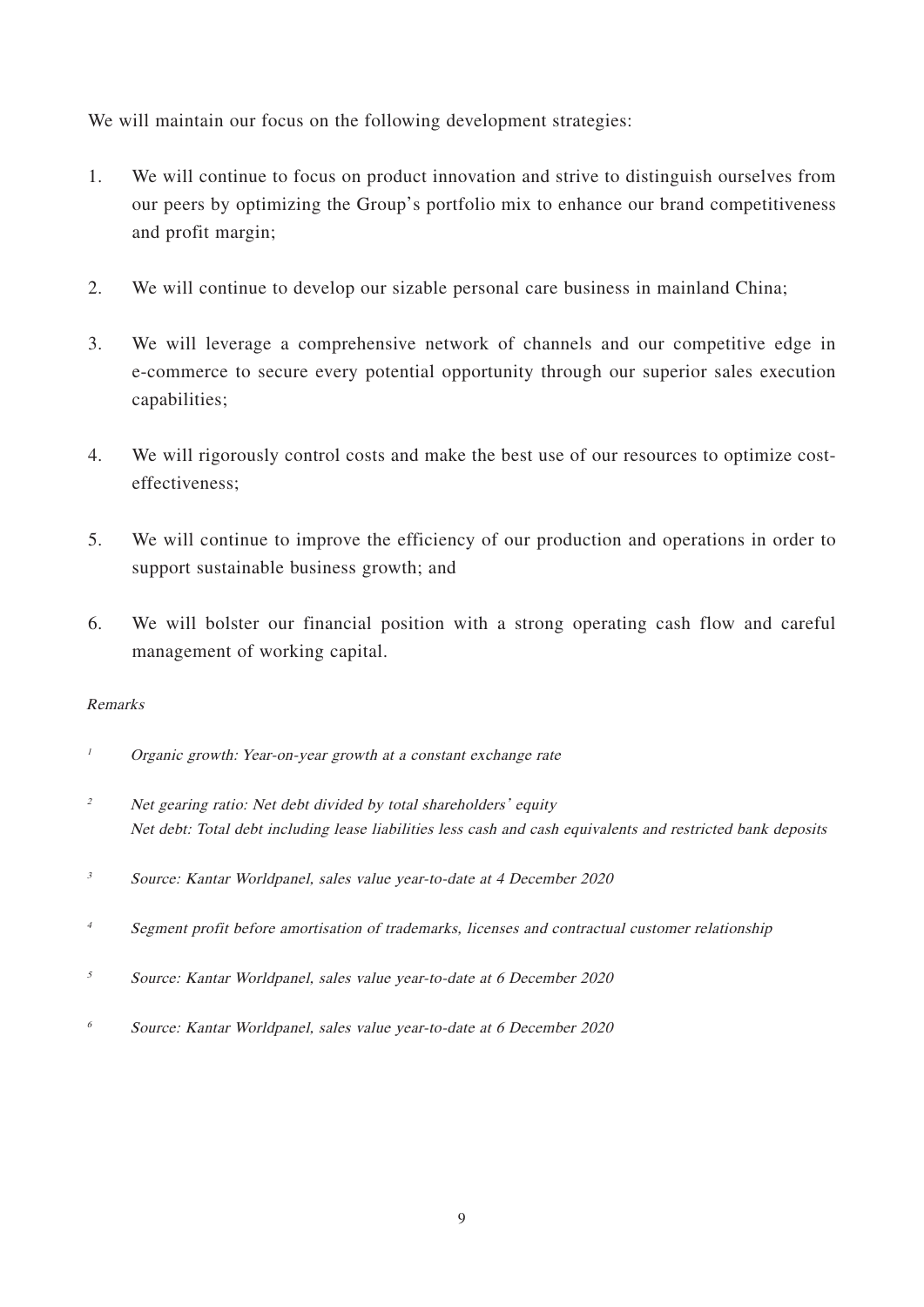We will maintain our focus on the following development strategies:

1. We will continue to focus on product innovation and strive to distinguish ourselves from our peers by optimizing the Group's portfolio mix to enhance our brand competitiveness and profit margin;

2. We will continue to develop our sizable personal care business in mainland China;

3. We will leverage a comprehensive network of channels and our competitive edge in e-commerce to secure every potential opportunity through our superior sales execution capabilities;

4. We will rigorously control costs and make the best use of our resources to optimize cost-effectiveness;

5. We will continue to improve the efficiency of our production and operations in order to support sustainable business growth; and

6. We will bolster our financial position with a strong operating cash flow and careful management of working capital.

*Remarks*

[1] *Organic growth: Year-on-year growth at a constant exchange rate*

[2] *Net gearing ratio: Net debt divided by total shareholders' equity*
*Net debt: Total debt including lease liabilities less cash and cash equivalents and restricted bank deposits*

[3] *Source: Kantar Worldpanel, sales value year-to-date at 4 December 2020*

[4] *Segment profit before amortisation of trademarks, licenses and contractual customer relationship*

[5] *Source: Kantar Worldpanel, sales value year-to-date at 6 December 2020*

[6] *Source: Kantar Worldpanel, sales value year-to-date at 6 December 2020*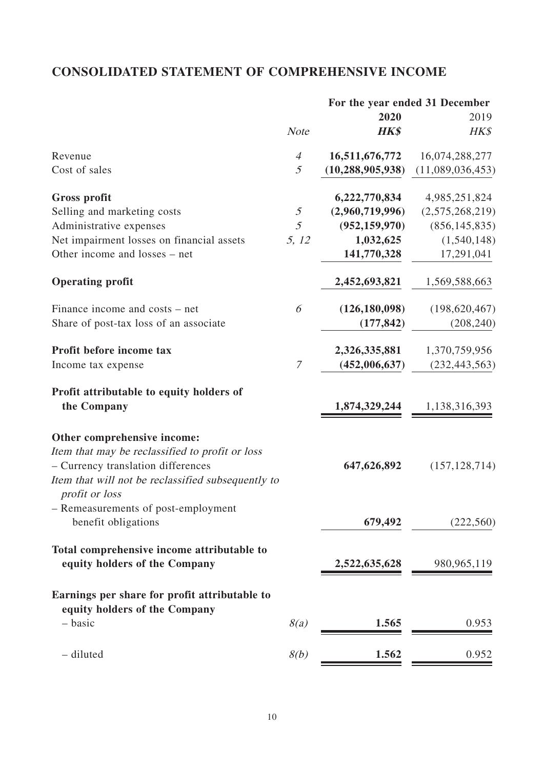## CONSOLIDATED STATEMENT OF COMPREHENSIVE INCOME

| | Note | For the year ended 31 December 2020 HK$ | 2019 HK$ |
|---|---|---|---|
| Revenue | *4* | **16,511,676,772** | 16,074,288,277 |
| Cost of sales | *5* | **(10,288,905,938)** | (11,089,036,453) |
| **Gross profit** | | **6,222,770,834** | 4,985,251,824 |
| Selling and marketing costs | *5* | **(2,960,719,996)** | (2,575,268,219) |
| Administrative expenses | *5* | **(952,159,970)** | (856,145,835) |
| Net impairment losses on financial assets | *5, 12* | **1,032,625** | (1,540,148) |
| Other income and losses – net | | **141,770,328** | 17,291,041 |
| **Operating profit** | | **2,452,693,821** | 1,569,588,663 |
| Finance income and costs – net | *6* | **(126,180,098)** | (198,620,467) |
| Share of post-tax loss of an associate | | **(177,842)** | (208,240) |
| **Profit before income tax** | | **2,326,335,881** | 1,370,759,956 |
| Income tax expense | *7* | **(452,006,637)** | (232,443,563) |
| **Profit attributable to equity holders of the Company** | | **1,874,329,244** | 1,138,316,393 |
| **Other comprehensive income:** | | | |
| *Item that may be reclassified to profit or loss* | | | |
| – Currency translation differences | | **647,626,892** | (157,128,714) |
| *Item that will not be reclassified subsequently to profit or loss* | | | |
| – Remeasurements of post-employment benefit obligations | | **679,492** | (222,560) |
| **Total comprehensive income attributable to equity holders of the Company** | | **2,522,635,628** | 980,965,119 |
| **Earnings per share for profit attributable to equity holders of the Company** | | | |
| – basic | *8(a)* | **1.565** | 0.953 |
| – diluted | *8(b)* | **1.562** | 0.952 |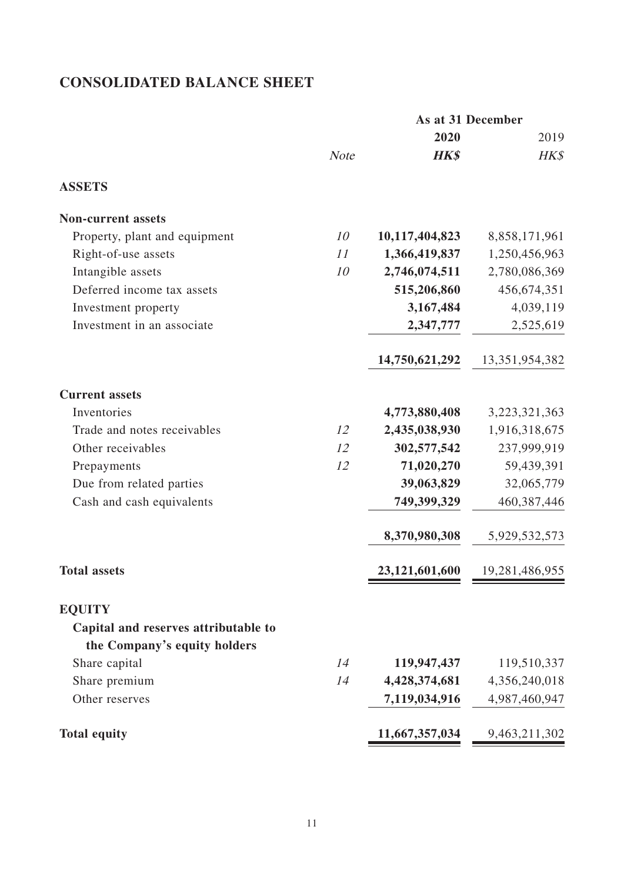# CONSOLIDATED BALANCE SHEET

| | Note | As at 31 December 2020 HK$ | 2019 HK$ |
|---|---|---|---|
| **ASSETS** | | | |
| **Non-current assets** | | | |
| Property, plant and equipment | 10 | **10,117,404,823** | 8,858,171,961 |
| Right-of-use assets | 11 | **1,366,419,837** | 1,250,456,963 |
| Intangible assets | 10 | **2,746,074,511** | 2,780,086,369 |
| Deferred income tax assets | | **515,206,860** | 456,674,351 |
| Investment property | | **3,167,484** | 4,039,119 |
| Investment in an associate | | **2,347,777** | 2,525,619 |
| | | **14,750,621,292** | 13,351,954,382 |
| **Current assets** | | | |
| Inventories | | **4,773,880,408** | 3,223,321,363 |
| Trade and notes receivables | 12 | **2,435,038,930** | 1,916,318,675 |
| Other receivables | 12 | **302,577,542** | 237,999,919 |
| Prepayments | 12 | **71,020,270** | 59,439,391 |
| Due from related parties | | **39,063,829** | 32,065,779 |
| Cash and cash equivalents | | **749,399,329** | 460,387,446 |
| | | **8,370,980,308** | 5,929,532,573 |
| **Total assets** | | **23,121,601,600** | 19,281,486,955 |
| **EQUITY** | | | |
| **Capital and reserves attributable to the Company's equity holders** | | | |
| Share capital | 14 | **119,947,437** | 119,510,337 |
| Share premium | 14 | **4,428,374,681** | 4,356,240,018 |
| Other reserves | | **7,119,034,916** | 4,987,460,947 |
| **Total equity** | | **11,667,357,034** | 9,463,211,302 |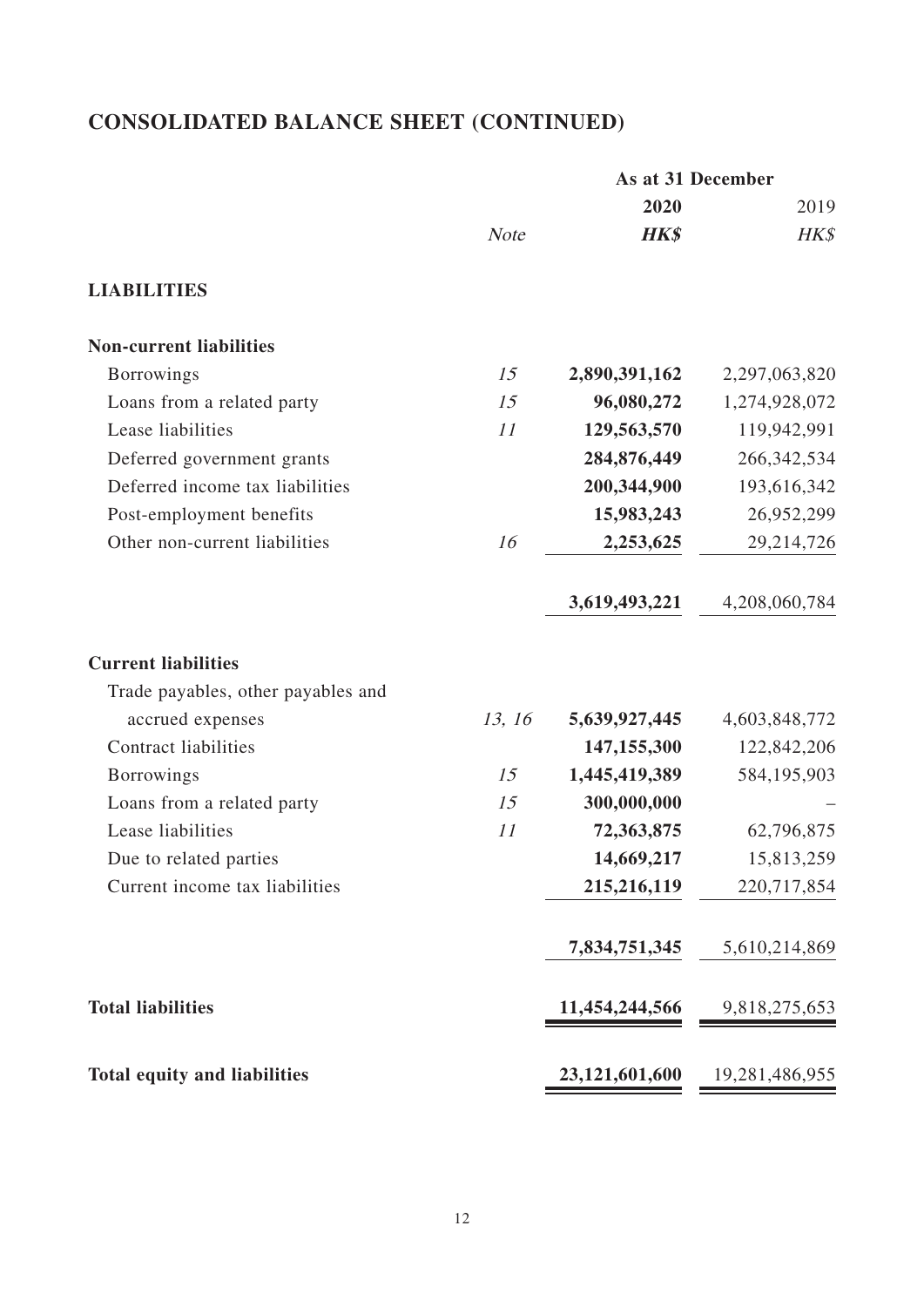# CONSOLIDATED BALANCE SHEET (CONTINUED)

| | | As at 31 December | |
|---|---|---|---|
| | | **2020** | 2019 |
| | *Note* | ***HK$*** | *HK$* |
| **LIABILITIES** | | | |
| **Non-current liabilities** | | | |
| Borrowings | *15* | **2,890,391,162** | 2,297,063,820 |
| Loans from a related party | *15* | **96,080,272** | 1,274,928,072 |
| Lease liabilities | *11* | **129,563,570** | 119,942,991 |
| Deferred government grants | | **284,876,449** | 266,342,534 |
| Deferred income tax liabilities | | **200,344,900** | 193,616,342 |
| Post-employment benefits | | **15,983,243** | 26,952,299 |
| Other non-current liabilities | *16* | **2,253,625** | 29,214,726 |
| | | **3,619,493,221** | 4,208,060,784 |
| **Current liabilities** | | | |
| Trade payables, other payables and accrued expenses | *13, 16* | **5,639,927,445** | 4,603,848,772 |
| Contract liabilities | | **147,155,300** | 122,842,206 |
| Borrowings | *15* | **1,445,419,389** | 584,195,903 |
| Loans from a related party | *15* | **300,000,000** | – |
| Lease liabilities | *11* | **72,363,875** | 62,796,875 |
| Due to related parties | | **14,669,217** | 15,813,259 |
| Current income tax liabilities | | **215,216,119** | 220,717,854 |
| | | **7,834,751,345** | 5,610,214,869 |
| **Total liabilities** | | **11,454,244,566** | 9,818,275,653 |
| **Total equity and liabilities** | | **23,121,601,600** | 19,281,486,955 |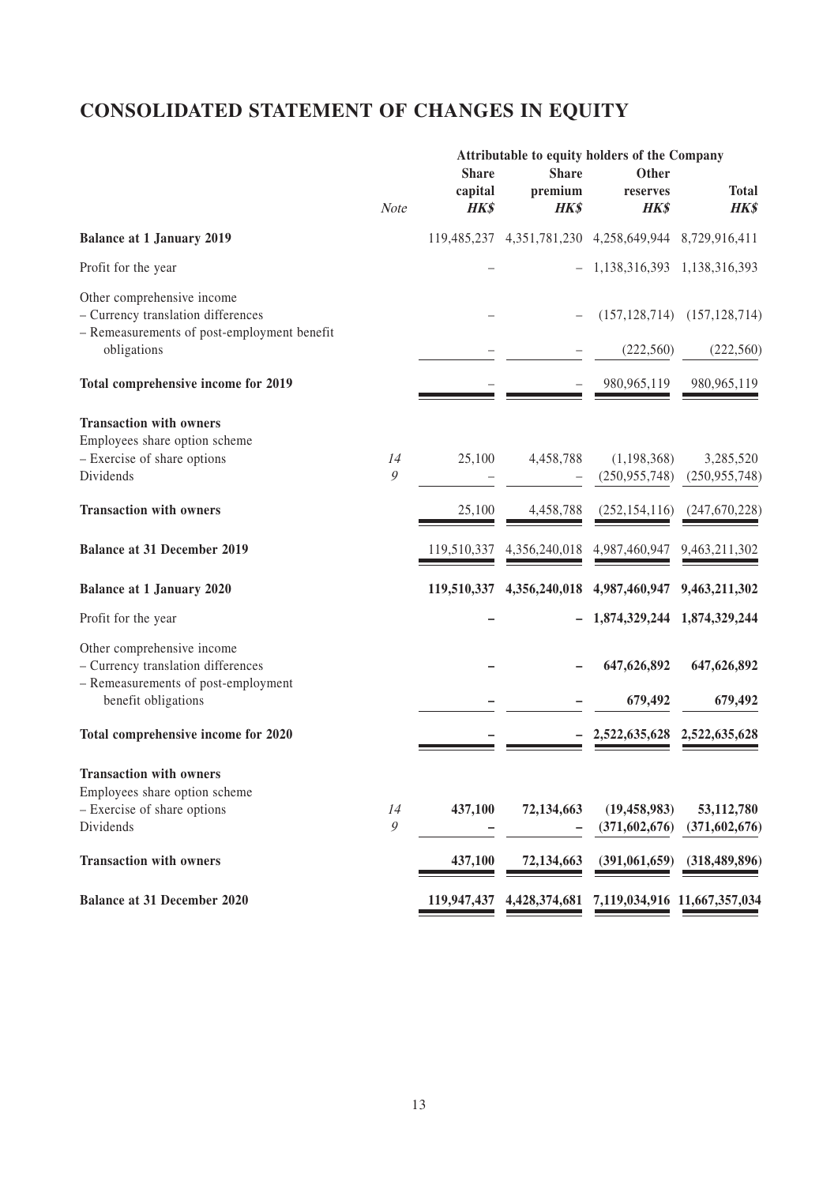# CONSOLIDATED STATEMENT OF CHANGES IN EQUITY

| | | Attributable to equity holders of the Company | | | |
|---|---|---|---|---|---|
| | *Note* | Share capital ***HK$*** | Share premium ***HK$*** | Other reserves ***HK$*** | Total ***HK$*** |
| **Balance at 1 January 2019** | | 119,485,237 | 4,351,781,230 | 4,258,649,944 | 8,729,916,411 |
| Profit for the year | | – | – | 1,138,316,393 | 1,138,316,393 |
| Other comprehensive income | | | | | |
| – Currency translation differences | | – | – | (157,128,714) | (157,128,714) |
| – Remeasurements of post-employment benefit obligations | | – | – | (222,560) | (222,560) |
| **Total comprehensive income for 2019** | | – | – | 980,965,119 | 980,965,119 |
| **Transaction with owners** | | | | | |
| Employees share option scheme | | | | | |
| – Exercise of share options | *14* | 25,100 | 4,458,788 | (1,198,368) | 3,285,520 |
| Dividends | *9* | – | – | (250,955,748) | (250,955,748) |
| **Transaction with owners** | | 25,100 | 4,458,788 | (252,154,116) | (247,670,228) |
| **Balance at 31 December 2019** | | 119,510,337 | 4,356,240,018 | 4,987,460,947 | 9,463,211,302 |
| **Balance at 1 January 2020** | | **119,510,337** | **4,356,240,018** | **4,987,460,947** | **9,463,211,302** |
| Profit for the year | | **–** | **–** | **1,874,329,244** | **1,874,329,244** |
| Other comprehensive income | | | | | |
| – Currency translation differences | | **–** | **–** | **647,626,892** | **647,626,892** |
| – Remeasurements of post-employment benefit obligations | | **–** | **–** | **679,492** | **679,492** |
| **Total comprehensive income for 2020** | | **–** | **–** | **2,522,635,628** | **2,522,635,628** |
| **Transaction with owners** | | | | | |
| Employees share option scheme | | | | | |
| – Exercise of share options | *14* | **437,100** | **72,134,663** | **(19,458,983)** | **53,112,780** |
| Dividends | *9* | **–** | **–** | **(371,602,676)** | **(371,602,676)** |
| **Transaction with owners** | | **437,100** | **72,134,663** | **(391,061,659)** | **(318,489,896)** |
| **Balance at 31 December 2020** | | **119,947,437** | **4,428,374,681** | **7,119,034,916** | **11,667,357,034** |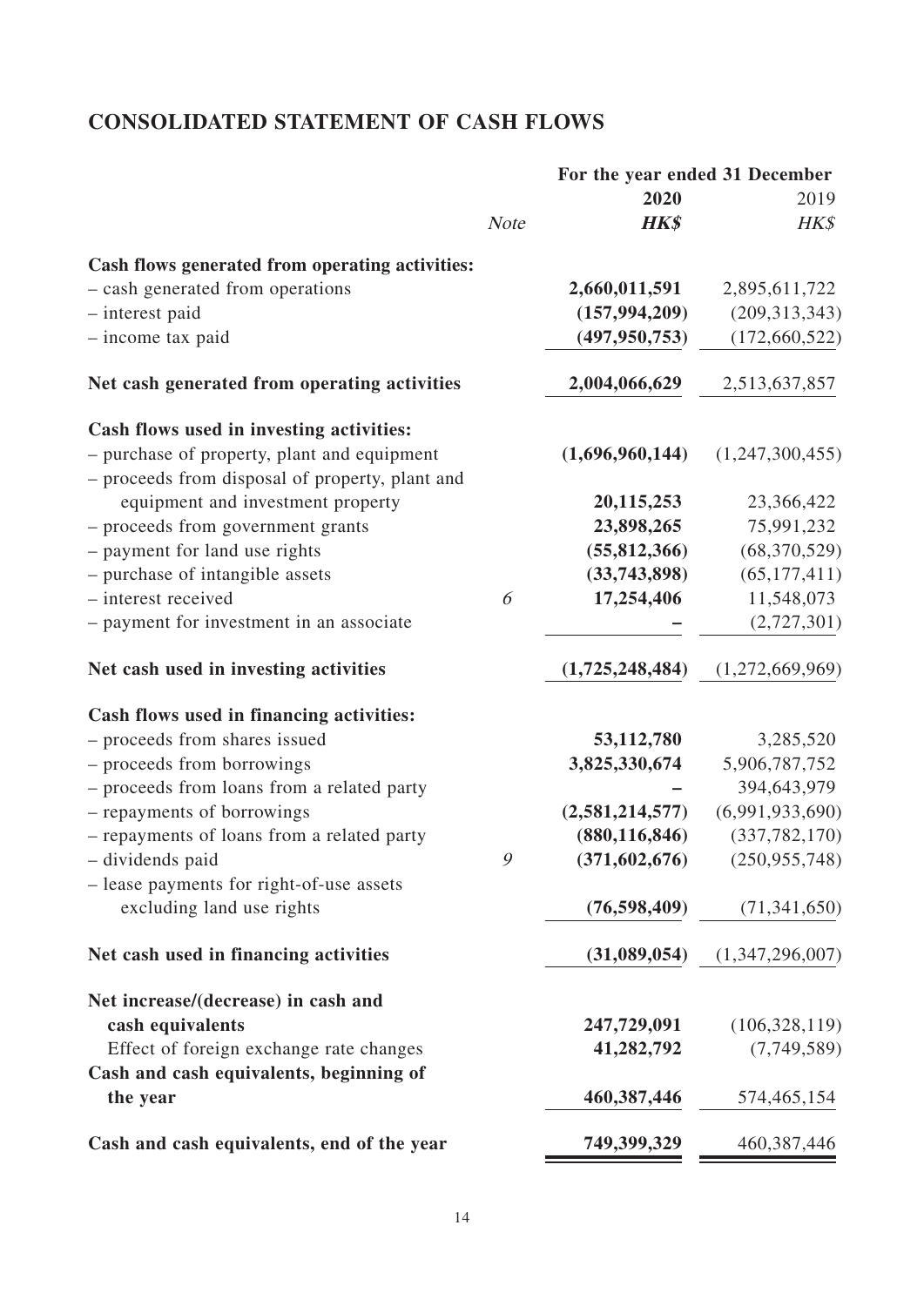# CONSOLIDATED STATEMENT OF CASH FLOWS

| | Note | For the year ended 31 December 2020 HK$ | 2019 HK$ |
|---|---|---|---|
| **Cash flows generated from operating activities:** | | | |
| – cash generated from operations | | **2,660,011,591** | 2,895,611,722 |
| – interest paid | | **(157,994,209)** | (209,313,343) |
| – income tax paid | | **(497,950,753)** | (172,660,522) |
| **Net cash generated from operating activities** | | **2,004,066,629** | 2,513,637,857 |
| **Cash flows used in investing activities:** | | | |
| – purchase of property, plant and equipment | | **(1,696,960,144)** | (1,247,300,455) |
| – proceeds from disposal of property, plant and equipment and investment property | | **20,115,253** | 23,366,422 |
| – proceeds from government grants | | **23,898,265** | 75,991,232 |
| – payment for land use rights | | **(55,812,366)** | (68,370,529) |
| – purchase of intangible assets | | **(33,743,898)** | (65,177,411) |
| – interest received | 6 | **17,254,406** | 11,548,073 |
| – payment for investment in an associate | | **–** | (2,727,301) |
| **Net cash used in investing activities** | | **(1,725,248,484)** | (1,272,669,969) |
| **Cash flows used in financing activities:** | | | |
| – proceeds from shares issued | | **53,112,780** | 3,285,520 |
| – proceeds from borrowings | | **3,825,330,674** | 5,906,787,752 |
| – proceeds from loans from a related party | | **–** | 394,643,979 |
| – repayments of borrowings | | **(2,581,214,577)** | (6,991,933,690) |
| – repayments of loans from a related party | | **(880,116,846)** | (337,782,170) |
| – dividends paid | 9 | **(371,602,676)** | (250,955,748) |
| – lease payments for right-of-use assets excluding land use rights | | **(76,598,409)** | (71,341,650) |
| **Net cash used in financing activities** | | **(31,089,054)** | (1,347,296,007) |
| **Net increase/(decrease) in cash and cash equivalents** | | **247,729,091** | (106,328,119) |
| Effect of foreign exchange rate changes | | **41,282,792** | (7,749,589) |
| **Cash and cash equivalents, beginning of the year** | | **460,387,446** | 574,465,154 |
| **Cash and cash equivalents, end of the year** | | **749,399,329** | 460,387,446 |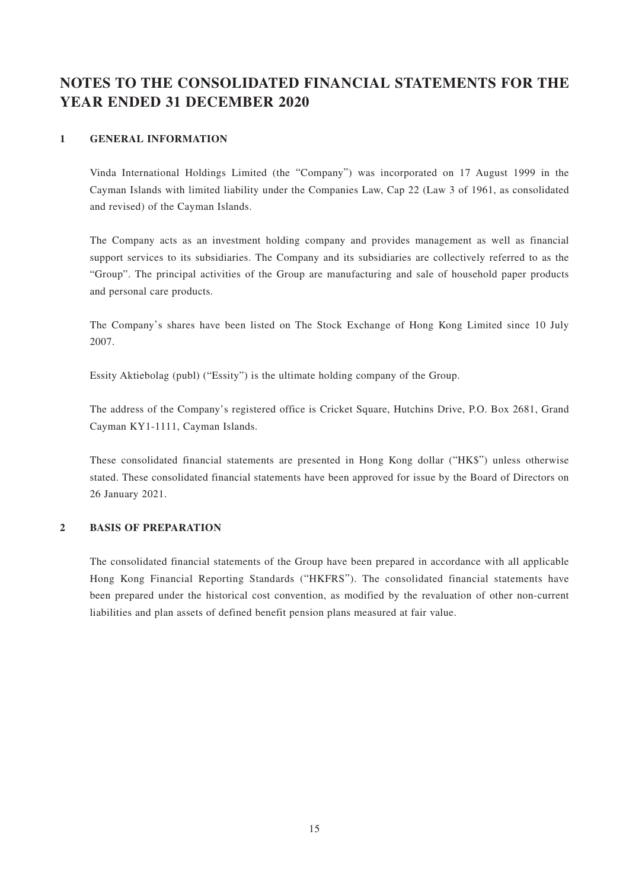# NOTES TO THE CONSOLIDATED FINANCIAL STATEMENTS FOR THE YEAR ENDED 31 DECEMBER 2020

## 1 GENERAL INFORMATION

Vinda International Holdings Limited (the "Company") was incorporated on 17 August 1999 in the Cayman Islands with limited liability under the Companies Law, Cap 22 (Law 3 of 1961, as consolidated and revised) of the Cayman Islands.

The Company acts as an investment holding company and provides management as well as financial support services to its subsidiaries. The Company and its subsidiaries are collectively referred to as the "Group". The principal activities of the Group are manufacturing and sale of household paper products and personal care products.

The Company's shares have been listed on The Stock Exchange of Hong Kong Limited since 10 July 2007.

Essity Aktiebolag (publ) ("Essity") is the ultimate holding company of the Group.

The address of the Company's registered office is Cricket Square, Hutchins Drive, P.O. Box 2681, Grand Cayman KY1-1111, Cayman Islands.

These consolidated financial statements are presented in Hong Kong dollar ("HK$") unless otherwise stated. These consolidated financial statements have been approved for issue by the Board of Directors on 26 January 2021.

## 2 BASIS OF PREPARATION

The consolidated financial statements of the Group have been prepared in accordance with all applicable Hong Kong Financial Reporting Standards ("HKFRS"). The consolidated financial statements have been prepared under the historical cost convention, as modified by the revaluation of other non-current liabilities and plan assets of defined benefit pension plans measured at fair value.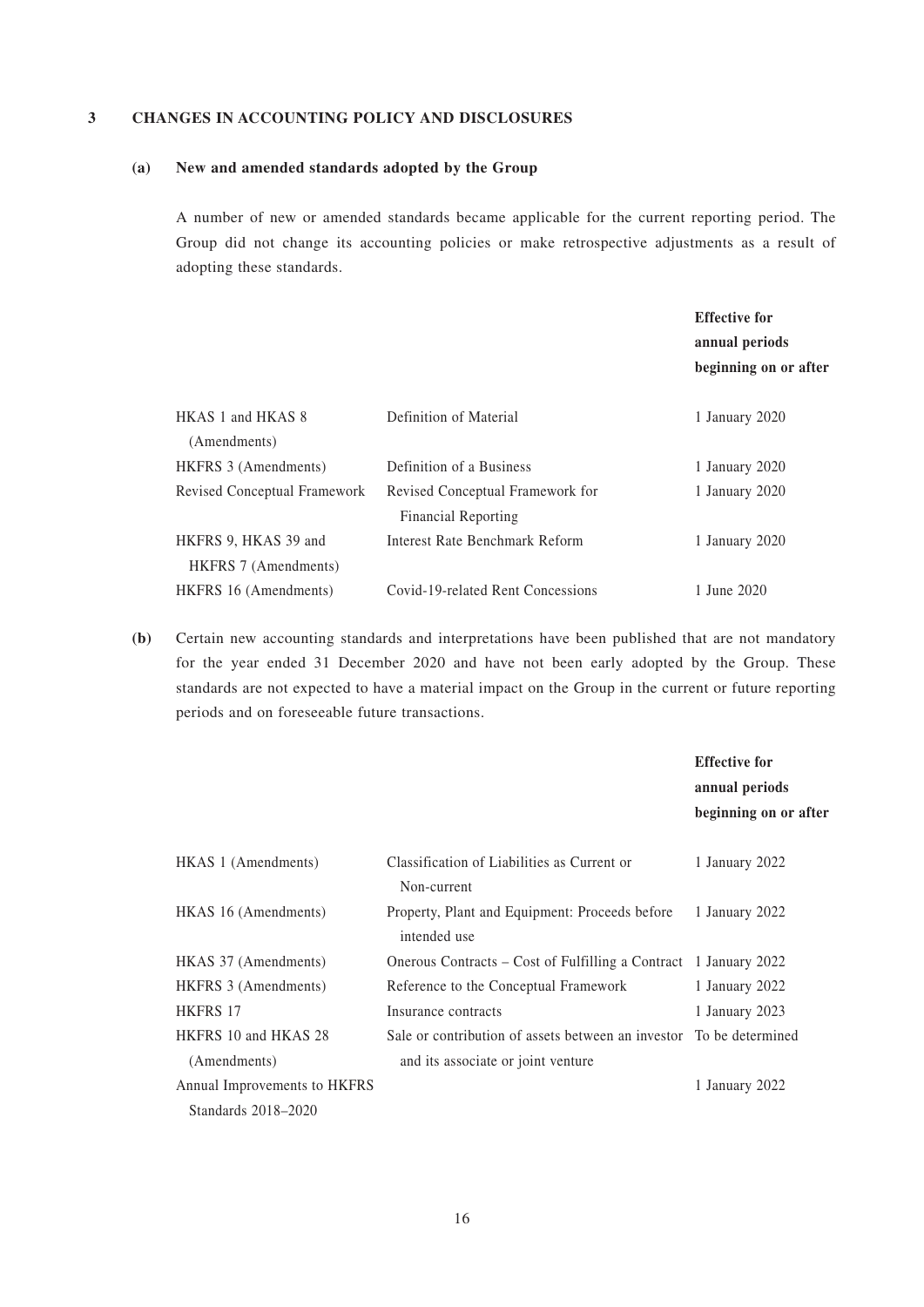## 3 CHANGES IN ACCOUNTING POLICY AND DISCLOSURES

### (a) New and amended standards adopted by the Group

A number of new or amended standards became applicable for the current reporting period. The Group did not change its accounting policies or make retrospective adjustments as a result of adopting these standards.

| | | Effective for annual periods beginning on or after |
|---|---|---|
| HKAS 1 and HKAS 8 (Amendments) | Definition of Material | 1 January 2020 |
| HKFRS 3 (Amendments) | Definition of a Business | 1 January 2020 |
| Revised Conceptual Framework | Revised Conceptual Framework for Financial Reporting | 1 January 2020 |
| HKFRS 9, HKAS 39 and HKFRS 7 (Amendments) | Interest Rate Benchmark Reform | 1 January 2020 |
| HKFRS 16 (Amendments) | Covid-19-related Rent Concessions | 1 June 2020 |

**(b)** Certain new accounting standards and interpretations have been published that are not mandatory for the year ended 31 December 2020 and have not been early adopted by the Group. These standards are not expected to have a material impact on the Group in the current or future reporting periods and on foreseeable future transactions.

| | | Effective for annual periods beginning on or after |
|---|---|---|
| HKAS 1 (Amendments) | Classification of Liabilities as Current or Non-current | 1 January 2022 |
| HKAS 16 (Amendments) | Property, Plant and Equipment: Proceeds before intended use | 1 January 2022 |
| HKAS 37 (Amendments) | Onerous Contracts – Cost of Fulfilling a Contract | 1 January 2022 |
| HKFRS 3 (Amendments) | Reference to the Conceptual Framework | 1 January 2022 |
| HKFRS 17 | Insurance contracts | 1 January 2023 |
| HKFRS 10 and HKAS 28 (Amendments) | Sale or contribution of assets between an investor and its associate or joint venture | To be determined |
| Annual Improvements to HKFRS Standards 2018–2020 | | 1 January 2022 |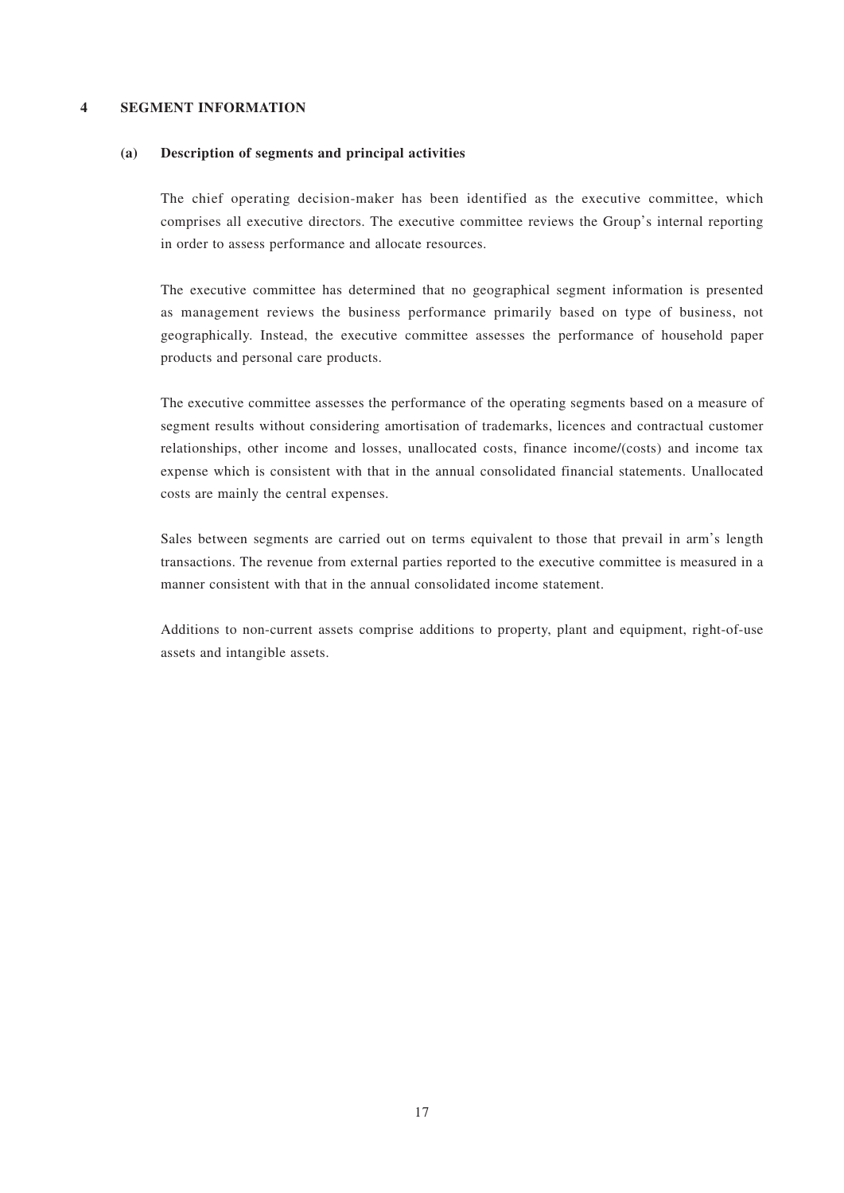## 4 SEGMENT INFORMATION

### (a) Description of segments and principal activities

The chief operating decision-maker has been identified as the executive committee, which comprises all executive directors. The executive committee reviews the Group's internal reporting in order to assess performance and allocate resources.

The executive committee has determined that no geographical segment information is presented as management reviews the business performance primarily based on type of business, not geographically. Instead, the executive committee assesses the performance of household paper products and personal care products.

The executive committee assesses the performance of the operating segments based on a measure of segment results without considering amortisation of trademarks, licences and contractual customer relationships, other income and losses, unallocated costs, finance income/(costs) and income tax expense which is consistent with that in the annual consolidated financial statements. Unallocated costs are mainly the central expenses.

Sales between segments are carried out on terms equivalent to those that prevail in arm's length transactions. The revenue from external parties reported to the executive committee is measured in a manner consistent with that in the annual consolidated income statement.

Additions to non-current assets comprise additions to property, plant and equipment, right-of-use assets and intangible assets.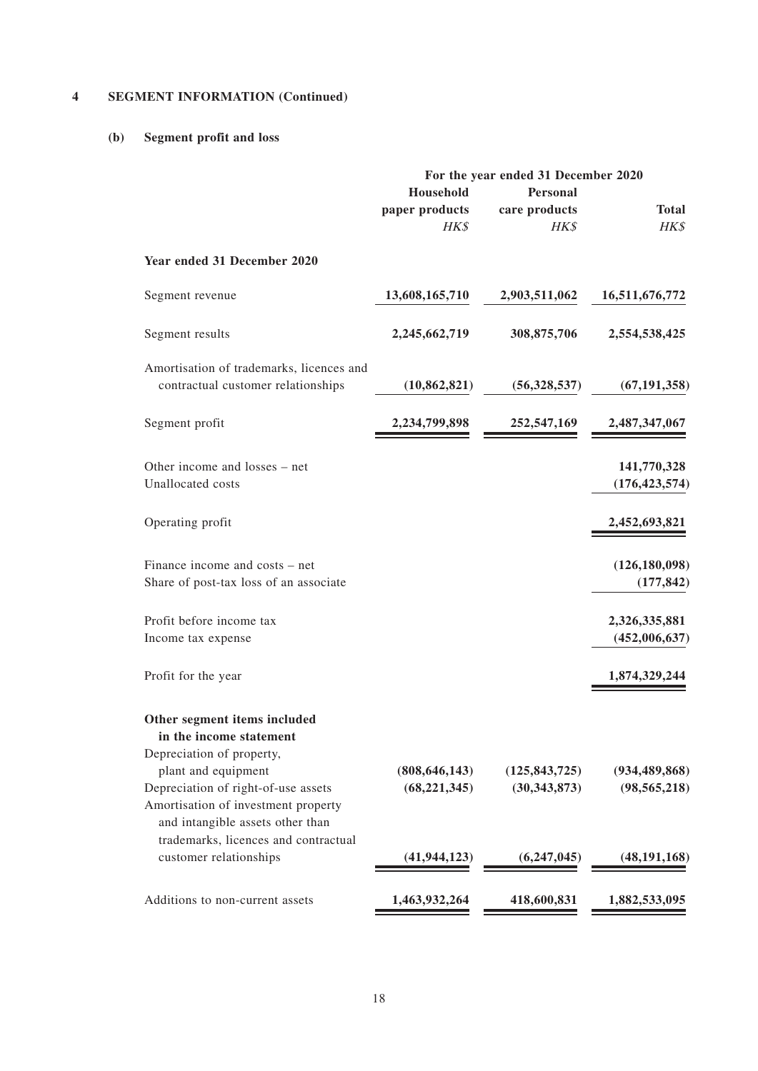## 4 SEGMENT INFORMATION (Continued)

### (b) Segment profit and loss

| | For the year ended 31 December 2020 | | |
|---|---|---|---|
| | Household paper products | Personal care products | Total |
| | *HK$* | *HK$* | *HK$* |
| **Year ended 31 December 2020** | | | |
| Segment revenue | **13,608,165,710** | **2,903,511,062** | **16,511,676,772** |
| Segment results | **2,245,662,719** | **308,875,706** | **2,554,538,425** |
| Amortisation of trademarks, licences and contractual customer relationships | **(10,862,821)** | **(56,328,537)** | **(67,191,358)** |
| Segment profit | **2,234,799,898** | **252,547,169** | **2,487,347,067** |
| Other income and losses – net | | | **141,770,328** |
| Unallocated costs | | | **(176,423,574)** |
| Operating profit | | | **2,452,693,821** |
| Finance income and costs – net | | | **(126,180,098)** |
| Share of post-tax loss of an associate | | | **(177,842)** |
| Profit before income tax | | | **2,326,335,881** |
| Income tax expense | | | **(452,006,637)** |
| Profit for the year | | | **1,874,329,244** |
| **Other segment items included in the income statement** | | | |
| Depreciation of property, plant and equipment | **(808,646,143)** | **(125,843,725)** | **(934,489,868)** |
| Depreciation of right-of-use assets | **(68,221,345)** | **(30,343,873)** | **(98,565,218)** |
| Amortisation of investment property and intangible assets other than trademarks, licences and contractual customer relationships | **(41,944,123)** | **(6,247,045)** | **(48,191,168)** |
| Additions to non-current assets | **1,463,932,264** | **418,600,831** | **1,882,533,095** |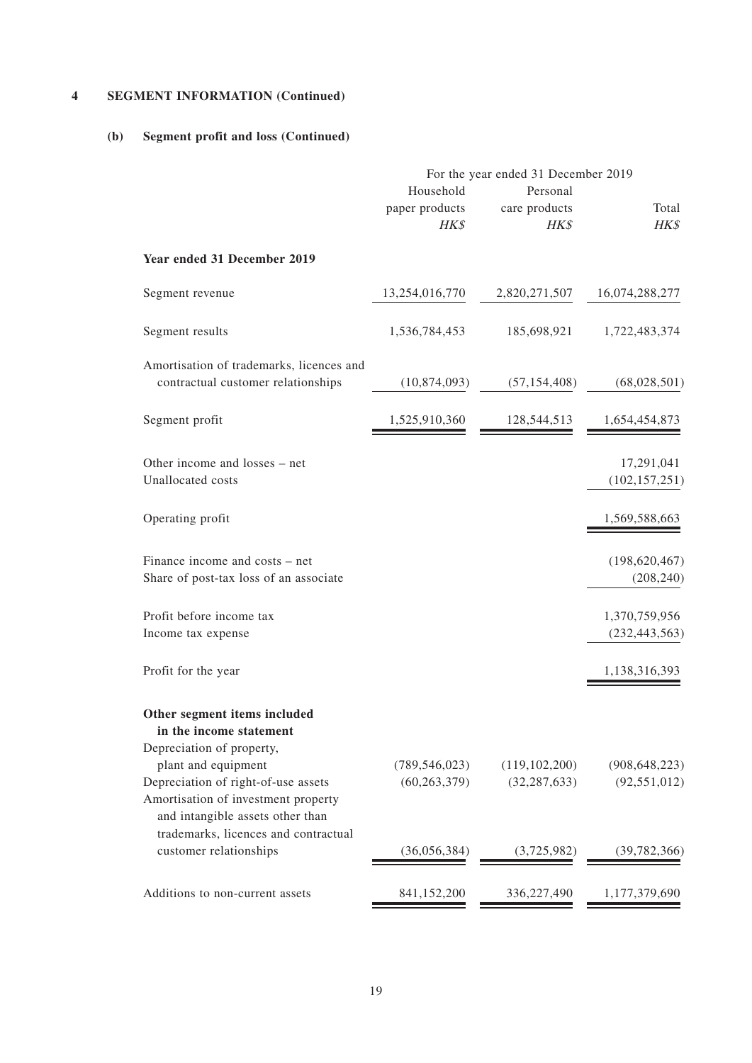## 4 SEGMENT INFORMATION (Continued)

### (b) Segment profit and loss (Continued)

| | For the year ended 31 December 2019 | | |
|---|---|---|---|
| | Household paper products *HK$* | Personal care products *HK$* | Total *HK$* |
| **Year ended 31 December 2019** | | | |
| Segment revenue | 13,254,016,770 | 2,820,271,507 | 16,074,288,277 |
| Segment results | 1,536,784,453 | 185,698,921 | 1,722,483,374 |
| Amortisation of trademarks, licences and contractual customer relationships | (10,874,093) | (57,154,408) | (68,028,501) |
| Segment profit | 1,525,910,360 | 128,544,513 | 1,654,454,873 |
| Other income and losses – net | | | 17,291,041 |
| Unallocated costs | | | (102,157,251) |
| Operating profit | | | 1,569,588,663 |
| Finance income and costs – net | | | (198,620,467) |
| Share of post-tax loss of an associate | | | (208,240) |
| Profit before income tax | | | 1,370,759,956 |
| Income tax expense | | | (232,443,563) |
| Profit for the year | | | 1,138,316,393 |
| **Other segment items included in the income statement** | | | |
| Depreciation of property, plant and equipment | (789,546,023) | (119,102,200) | (908,648,223) |
| Depreciation of right-of-use assets | (60,263,379) | (32,287,633) | (92,551,012) |
| Amortisation of investment property and intangible assets other than trademarks, licences and contractual customer relationships | (36,056,384) | (3,725,982) | (39,782,366) |
| Additions to non-current assets | 841,152,200 | 336,227,490 | 1,177,379,690 |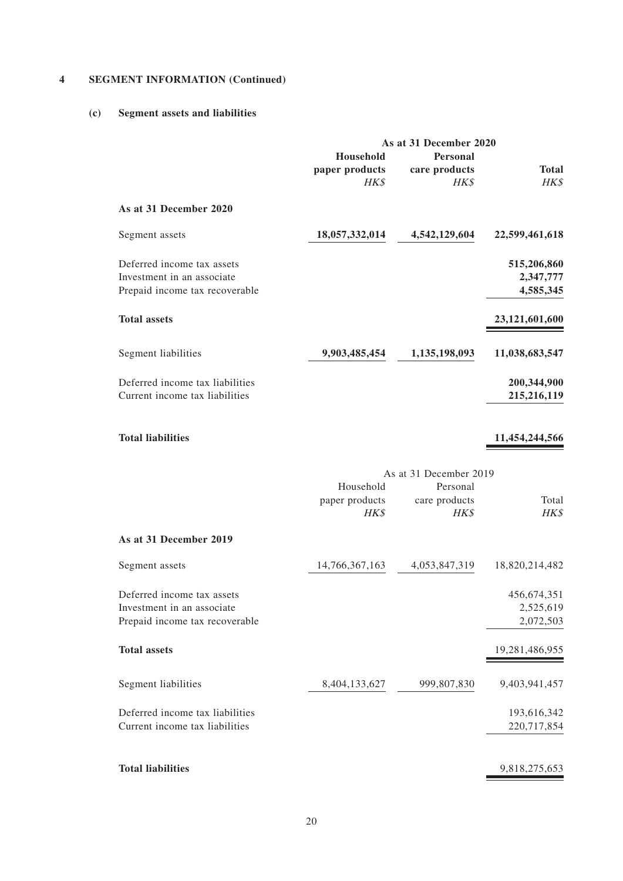## 4 SEGMENT INFORMATION (Continued)

### (c) Segment assets and liabilities

| | As at 31 December 2020 | | |
|---|---|---|---|
| | **Household paper products** | **Personal care products** | **Total** |
| | *HK$* | *HK$* | *HK$* |
| **As at 31 December 2020** | | | |
| Segment assets | **18,057,332,014** | **4,542,129,604** | **22,599,461,618** |
| Deferred income tax assets | | | **515,206,860** |
| Investment in an associate | | | **2,347,777** |
| Prepaid income tax recoverable | | | **4,585,345** |
| **Total assets** | | | **23,121,601,600** |
| Segment liabilities | **9,903,485,454** | **1,135,198,093** | **11,038,683,547** |
| Deferred income tax liabilities | | | **200,344,900** |
| Current income tax liabilities | | | **215,216,119** |
| **Total liabilities** | | | **11,454,244,566** |

| | As at 31 December 2019 | | |
|---|---|---|---|
| | Household paper products | Personal care products | Total |
| | *HK$* | *HK$* | *HK$* |
| **As at 31 December 2019** | | | |
| Segment assets | 14,766,367,163 | 4,053,847,319 | 18,820,214,482 |
| Deferred income tax assets | | | 456,674,351 |
| Investment in an associate | | | 2,525,619 |
| Prepaid income tax recoverable | | | 2,072,503 |
| **Total assets** | | | 19,281,486,955 |
| Segment liabilities | 8,404,133,627 | 999,807,830 | 9,403,941,457 |
| Deferred income tax liabilities | | | 193,616,342 |
| Current income tax liabilities | | | 220,717,854 |
| **Total liabilities** | | | 9,818,275,653 |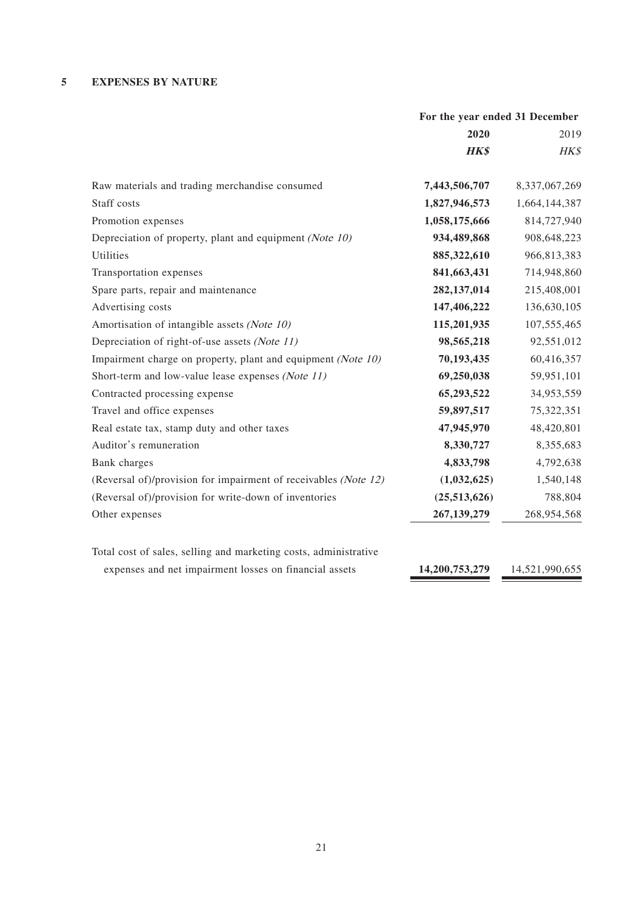## 5 EXPENSES BY NATURE

| | For the year ended 31 December | |
|---|---|---|
| | **2020** | 2019 |
| | ***HK$*** | *HK$* |
| Raw materials and trading merchandise consumed | **7,443,506,707** | 8,337,067,269 |
| Staff costs | **1,827,946,573** | 1,664,144,387 |
| Promotion expenses | **1,058,175,666** | 814,727,940 |
| Depreciation of property, plant and equipment *(Note 10)* | **934,489,868** | 908,648,223 |
| Utilities | **885,322,610** | 966,813,383 |
| Transportation expenses | **841,663,431** | 714,948,860 |
| Spare parts, repair and maintenance | **282,137,014** | 215,408,001 |
| Advertising costs | **147,406,222** | 136,630,105 |
| Amortisation of intangible assets *(Note 10)* | **115,201,935** | 107,555,465 |
| Depreciation of right-of-use assets *(Note 11)* | **98,565,218** | 92,551,012 |
| Impairment charge on property, plant and equipment *(Note 10)* | **70,193,435** | 60,416,357 |
| Short-term and low-value lease expenses *(Note 11)* | **69,250,038** | 59,951,101 |
| Contracted processing expense | **65,293,522** | 34,953,559 |
| Travel and office expenses | **59,897,517** | 75,322,351 |
| Real estate tax, stamp duty and other taxes | **47,945,970** | 48,420,801 |
| Auditor's remuneration | **8,330,727** | 8,355,683 |
| Bank charges | **4,833,798** | 4,792,638 |
| (Reversal of)/provision for impairment of receivables *(Note 12)* | **(1,032,625)** | 1,540,148 |
| (Reversal of)/provision for write-down of inventories | **(25,513,626)** | 788,804 |
| Other expenses | **267,139,279** | 268,954,568 |
| Total cost of sales, selling and marketing costs, administrative expenses and net impairment losses on financial assets | **14,200,753,279** | 14,521,990,655 |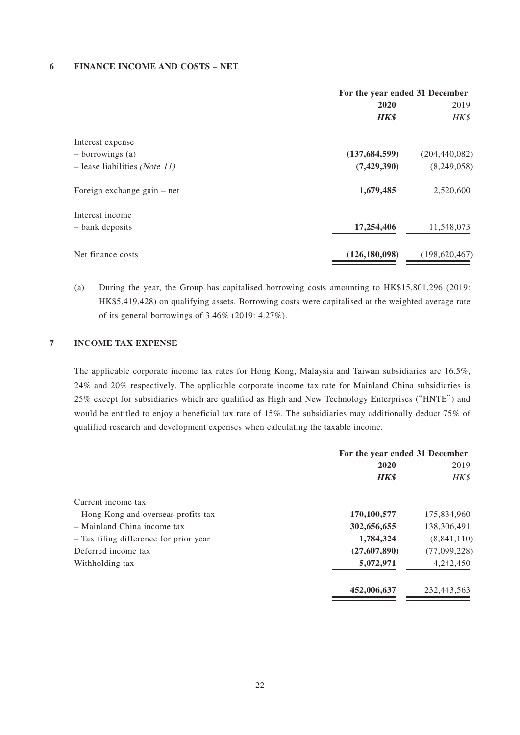## 6 FINANCE INCOME AND COSTS – NET

| | For the year ended 31 December | |
|---|---|---|
| | **2020** | 2019 |
| | ***HK$*** | *HK$* |
| Interest expense | | |
| – borrowings (a) | **(137,684,599)** | (204,440,082) |
| – lease liabilities *(Note 11)* | **(7,429,390)** | (8,249,058) |
| Foreign exchange gain – net | **1,679,485** | 2,520,600 |
| Interest income | | |
| – bank deposits | **17,254,406** | 11,548,073 |
| Net finance costs | **(126,180,098)** | (198,620,467) |

(a) During the year, the Group has capitalised borrowing costs amounting to HK$15,801,296 (2019: HK$5,419,428) on qualifying assets. Borrowing costs were capitalised at the weighted average rate of its general borrowings of 3.46% (2019: 4.27%).

## 7 INCOME TAX EXPENSE

The applicable corporate income tax rates for Hong Kong, Malaysia and Taiwan subsidiaries are 16.5%, 24% and 20% respectively. The applicable corporate income tax rate for Mainland China subsidiaries is 25% except for subsidiaries which are qualified as High and New Technology Enterprises ("HNTE") and would be entitled to enjoy a beneficial tax rate of 15%. The subsidiaries may additionally deduct 75% of qualified research and development expenses when calculating the taxable income.

| | For the year ended 31 December | |
|---|---|---|
| | **2020** | 2019 |
| | ***HK$*** | *HK$* |
| Current income tax | | |
| – Hong Kong and overseas profits tax | **170,100,577** | 175,834,960 |
| – Mainland China income tax | **302,656,655** | 138,306,491 |
| – Tax filing difference for prior year | **1,784,324** | (8,841,110) |
| Deferred income tax | **(27,607,890)** | (77,099,228) |
| Withholding tax | **5,072,971** | 4,242,450 |
| | **452,006,637** | 232,443,563 |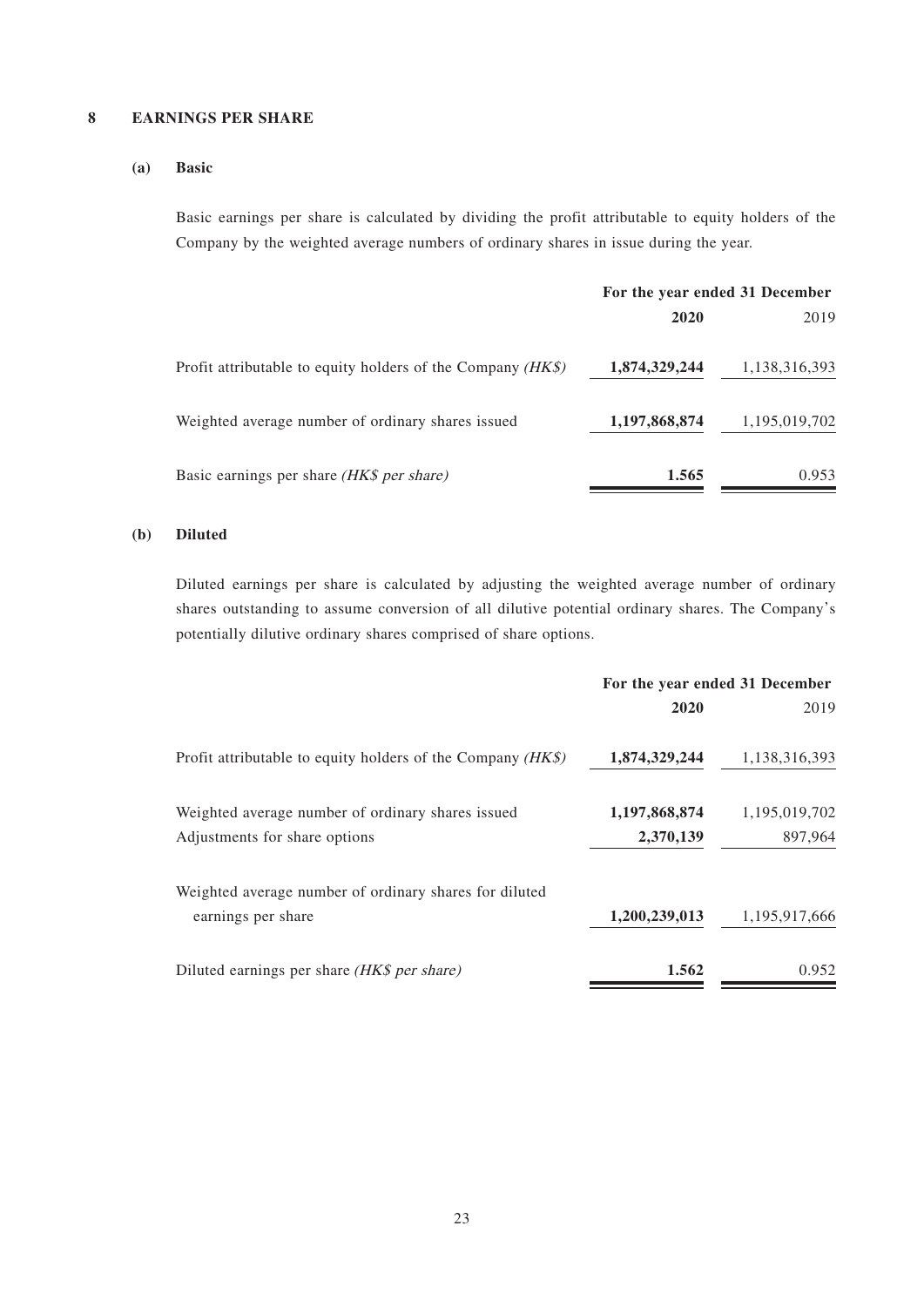## 8 EARNINGS PER SHARE

### (a) Basic

Basic earnings per share is calculated by dividing the profit attributable to equity holders of the Company by the weighted average numbers of ordinary shares in issue during the year.

| | For the year ended 31 December | |
|---|---|---|
| | **2020** | 2019 |
| Profit attributable to equity holders of the Company *(HK$)* | **1,874,329,244** | 1,138,316,393 |
| Weighted average number of ordinary shares issued | **1,197,868,874** | 1,195,019,702 |
| Basic earnings per share *(HK$ per share)* | **1.565** | 0.953 |

### (b) Diluted

Diluted earnings per share is calculated by adjusting the weighted average number of ordinary shares outstanding to assume conversion of all dilutive potential ordinary shares. The Company's potentially dilutive ordinary shares comprised of share options.

| | For the year ended 31 December | |
|---|---|---|
| | **2020** | 2019 |
| Profit attributable to equity holders of the Company *(HK$)* | **1,874,329,244** | 1,138,316,393 |
| Weighted average number of ordinary shares issued | **1,197,868,874** | 1,195,019,702 |
| Adjustments for share options | **2,370,139** | 897,964 |
| Weighted average number of ordinary shares for diluted earnings per share | **1,200,239,013** | 1,195,917,666 |
| Diluted earnings per share *(HK$ per share)* | **1.562** | 0.952 |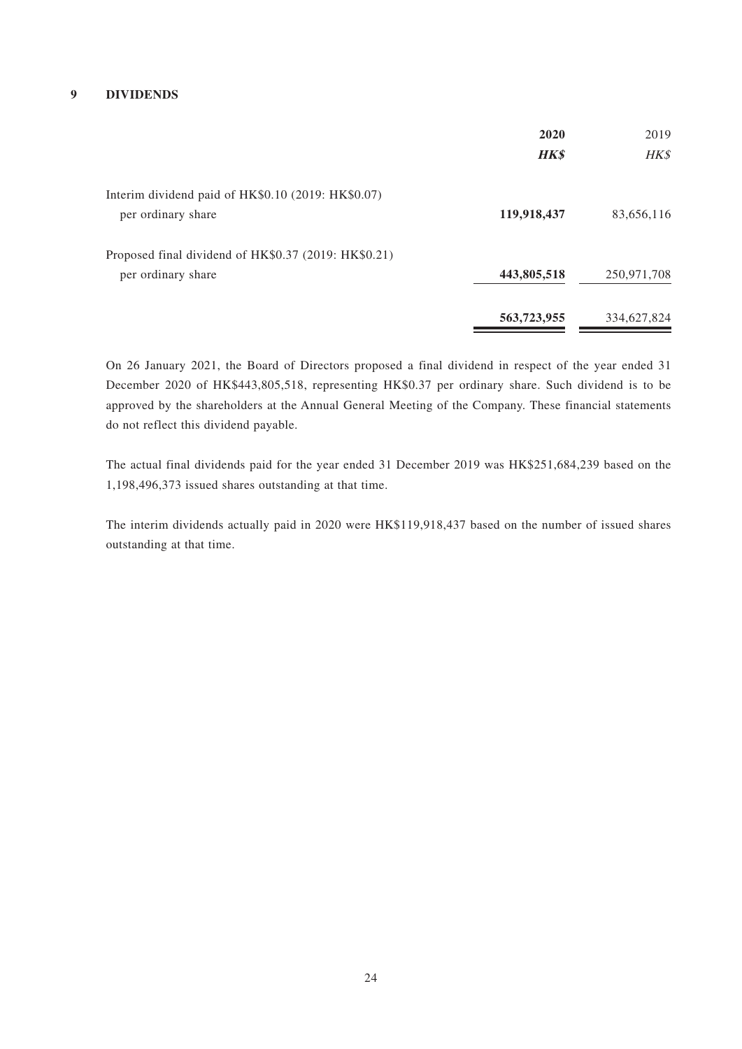## 9 DIVIDENDS

| | **2020** | 2019 |
|---|---|---|
| | ***HK$*** | *HK$* |
| Interim dividend paid of HK$0.10 (2019: HK$0.07) per ordinary share | **119,918,437** | 83,656,116 |
| Proposed final dividend of HK$0.37 (2019: HK$0.21) per ordinary share | **443,805,518** | 250,971,708 |
| | **563,723,955** | 334,627,824 |

On 26 January 2021, the Board of Directors proposed a final dividend in respect of the year ended 31 December 2020 of HK$443,805,518, representing HK$0.37 per ordinary share. Such dividend is to be approved by the shareholders at the Annual General Meeting of the Company. These financial statements do not reflect this dividend payable.

The actual final dividends paid for the year ended 31 December 2019 was HK$251,684,239 based on the 1,198,496,373 issued shares outstanding at that time.

The interim dividends actually paid in 2020 were HK$119,918,437 based on the number of issued shares outstanding at that time.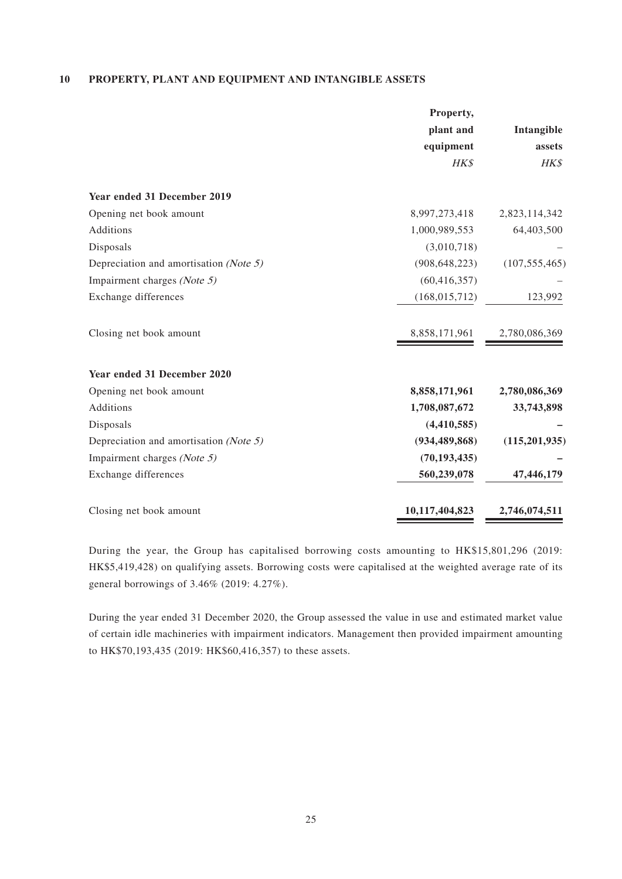## 10 PROPERTY, PLANT AND EQUIPMENT AND INTANGIBLE ASSETS

| | Property, plant and equipment | Intangible assets |
|---|---|---|
| | *HK$* | *HK$* |
| **Year ended 31 December 2019** | | |
| Opening net book amount | 8,997,273,418 | 2,823,114,342 |
| Additions | 1,000,989,553 | 64,403,500 |
| Disposals | (3,010,718) | – |
| Depreciation and amortisation *(Note 5)* | (908,648,223) | (107,555,465) |
| Impairment charges *(Note 5)* | (60,416,357) | – |
| Exchange differences | (168,015,712) | 123,992 |
| Closing net book amount | 8,858,171,961 | 2,780,086,369 |
| **Year ended 31 December 2020** | | |
| Opening net book amount | **8,858,171,961** | **2,780,086,369** |
| Additions | **1,708,087,672** | **33,743,898** |
| Disposals | **(4,410,585)** | **–** |
| Depreciation and amortisation *(Note 5)* | **(934,489,868)** | **(115,201,935)** |
| Impairment charges *(Note 5)* | **(70,193,435)** | **–** |
| Exchange differences | **560,239,078** | **47,446,179** |
| Closing net book amount | **10,117,404,823** | **2,746,074,511** |

During the year, the Group has capitalised borrowing costs amounting to HK$15,801,296 (2019: HK$5,419,428) on qualifying assets. Borrowing costs were capitalised at the weighted average rate of its general borrowings of 3.46% (2019: 4.27%).

During the year ended 31 December 2020, the Group assessed the value in use and estimated market value of certain idle machineries with impairment indicators. Management then provided impairment amounting to HK$70,193,435 (2019: HK$60,416,357) to these assets.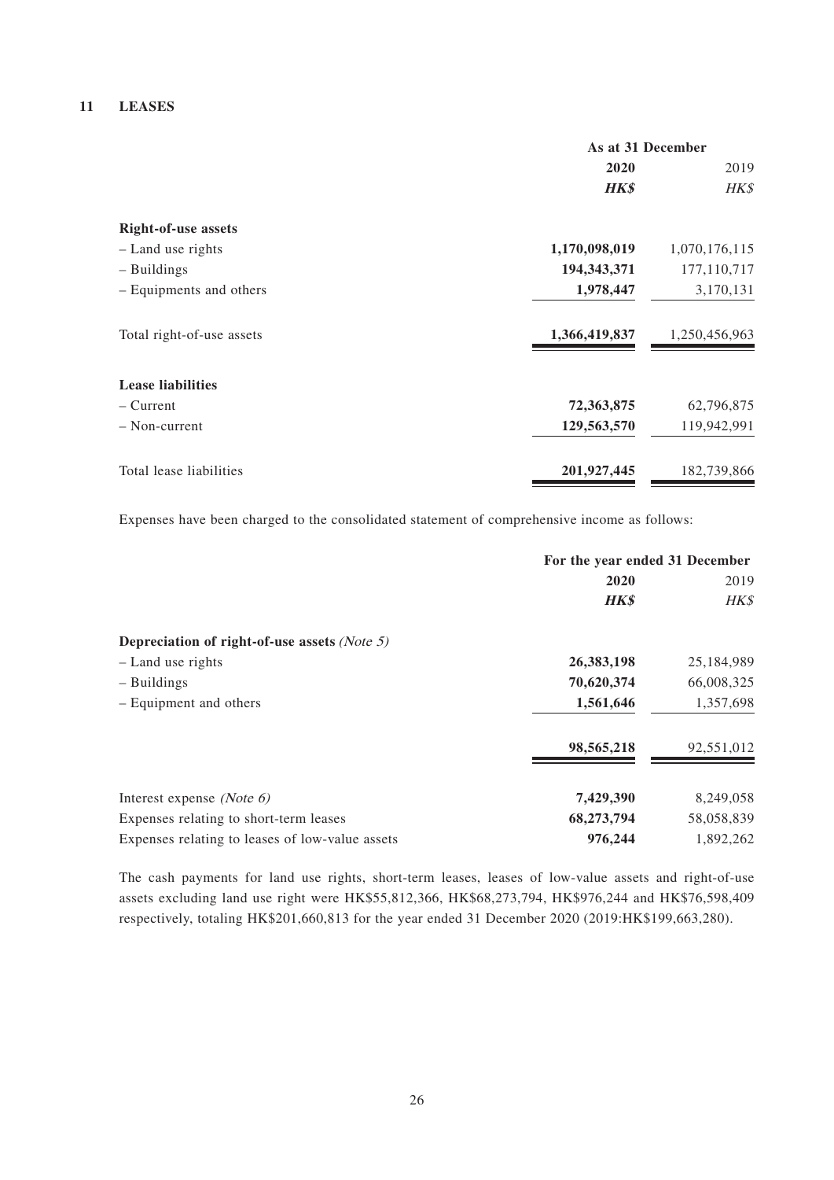## 11 LEASES

| | As at 31 December | |
|---|---|---|
| | **2020** | 2019 |
| | ***HK$*** | *HK$* |
| **Right-of-use assets** | | |
| – Land use rights | **1,170,098,019** | 1,070,176,115 |
| – Buildings | **194,343,371** | 177,110,717 |
| – Equipments and others | **1,978,447** | 3,170,131 |
| Total right-of-use assets | **1,366,419,837** | 1,250,456,963 |
| **Lease liabilities** | | |
| – Current | **72,363,875** | 62,796,875 |
| – Non-current | **129,563,570** | 119,942,991 |
| Total lease liabilities | **201,927,445** | 182,739,866 |

Expenses have been charged to the consolidated statement of comprehensive income as follows:

| | For the year ended 31 December | |
|---|---|---|
| | **2020** | 2019 |
| | ***HK$*** | *HK$* |
| **Depreciation of right-of-use assets** *(Note 5)* | | |
| – Land use rights | **26,383,198** | 25,184,989 |
| – Buildings | **70,620,374** | 66,008,325 |
| – Equipment and others | **1,561,646** | 1,357,698 |
| | **98,565,218** | 92,551,012 |
| Interest expense *(Note 6)* | **7,429,390** | 8,249,058 |
| Expenses relating to short-term leases | **68,273,794** | 58,058,839 |
| Expenses relating to leases of low-value assets | **976,244** | 1,892,262 |

The cash payments for land use rights, short-term leases, leases of low-value assets and right-of-use assets excluding land use right were HK$55,812,366, HK$68,273,794, HK$976,244 and HK$76,598,409 respectively, totaling HK$201,660,813 for the year ended 31 December 2020 (2019:HK$199,663,280).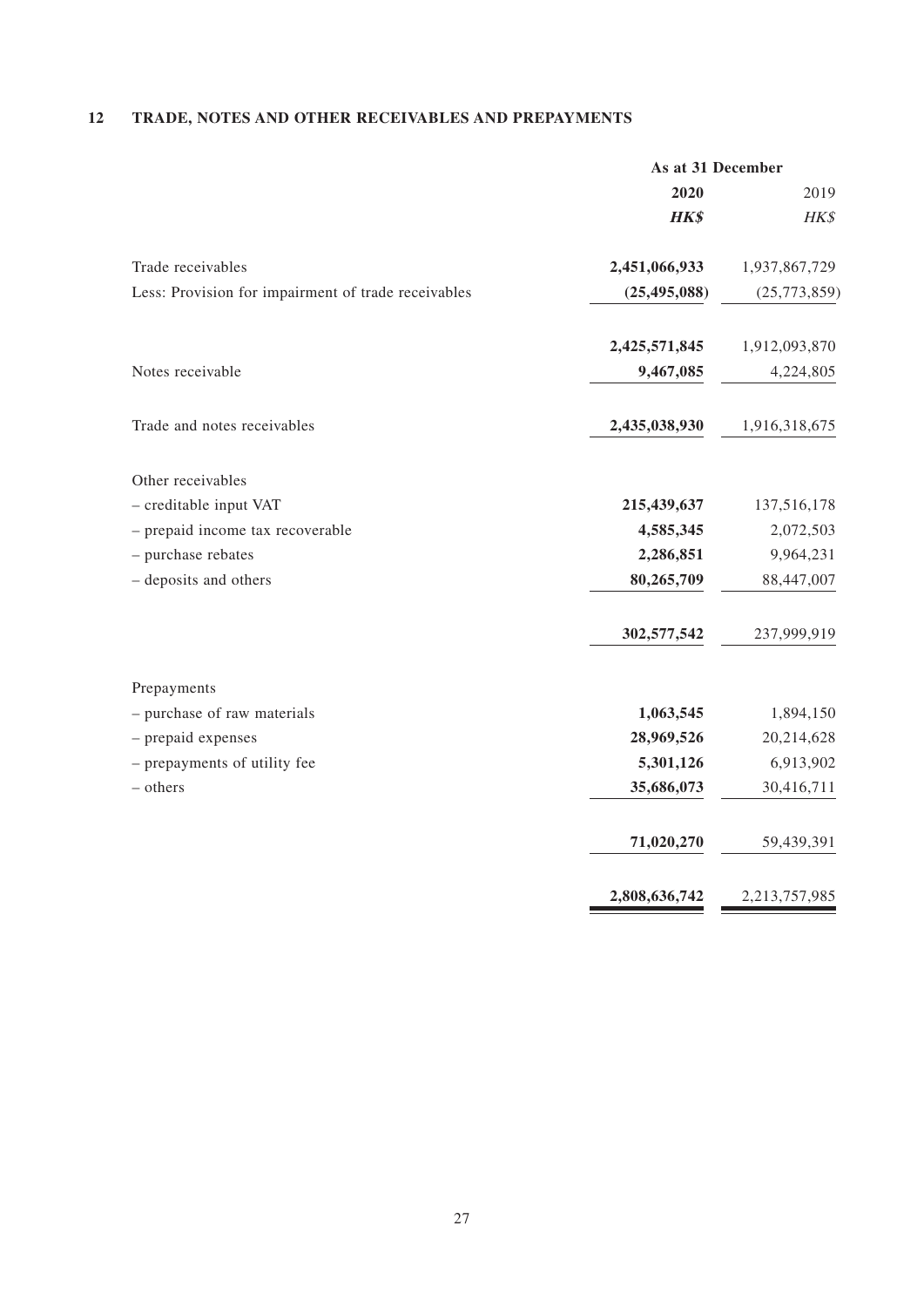## 12 TRADE, NOTES AND OTHER RECEIVABLES AND PREPAYMENTS

| | As at 31 December | |
|---|---|---|
| | **2020** | 2019 |
| | ***HK$*** | *HK$* |
| Trade receivables | **2,451,066,933** | 1,937,867,729 |
| Less: Provision for impairment of trade receivables | **(25,495,088)** | (25,773,859) |
| | **2,425,571,845** | 1,912,093,870 |
| Notes receivable | **9,467,085** | 4,224,805 |
| Trade and notes receivables | **2,435,038,930** | 1,916,318,675 |
| Other receivables | | |
| – creditable input VAT | **215,439,637** | 137,516,178 |
| – prepaid income tax recoverable | **4,585,345** | 2,072,503 |
| – purchase rebates | **2,286,851** | 9,964,231 |
| – deposits and others | **80,265,709** | 88,447,007 |
| | **302,577,542** | 237,999,919 |
| Prepayments | | |
| – purchase of raw materials | **1,063,545** | 1,894,150 |
| – prepaid expenses | **28,969,526** | 20,214,628 |
| – prepayments of utility fee | **5,301,126** | 6,913,902 |
| – others | **35,686,073** | 30,416,711 |
| | **71,020,270** | 59,439,391 |
| | **2,808,636,742** | 2,213,757,985 |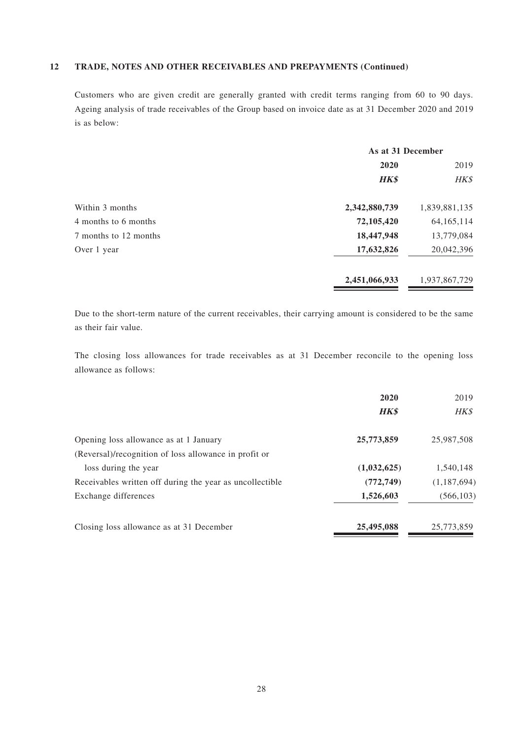## 12 TRADE, NOTES AND OTHER RECEIVABLES AND PREPAYMENTS (Continued)

Customers who are given credit are generally granted with credit terms ranging from 60 to 90 days. Ageing analysis of trade receivables of the Group based on invoice date as at 31 December 2020 and 2019 is as below:

| | As at 31 December | |
|---|---|---|
| | **2020** | 2019 |
| | ***HK$*** | *HK$* |
| Within 3 months | **2,342,880,739** | 1,839,881,135 |
| 4 months to 6 months | **72,105,420** | 64,165,114 |
| 7 months to 12 months | **18,447,948** | 13,779,084 |
| Over 1 year | **17,632,826** | 20,042,396 |
| | **2,451,066,933** | 1,937,867,729 |

Due to the short-term nature of the current receivables, their carrying amount is considered to be the same as their fair value.

The closing loss allowances for trade receivables as at 31 December reconcile to the opening loss allowance as follows:

| | **2020** | 2019 |
|---|---|---|
| | ***HK$*** | *HK$* |
| Opening loss allowance as at 1 January | **25,773,859** | 25,987,508 |
| (Reversal)/recognition of loss allowance in profit or loss during the year | **(1,032,625)** | 1,540,148 |
| Receivables written off during the year as uncollectible | **(772,749)** | (1,187,694) |
| Exchange differences | **1,526,603** | (566,103) |
| Closing loss allowance as at 31 December | **25,495,088** | 25,773,859 |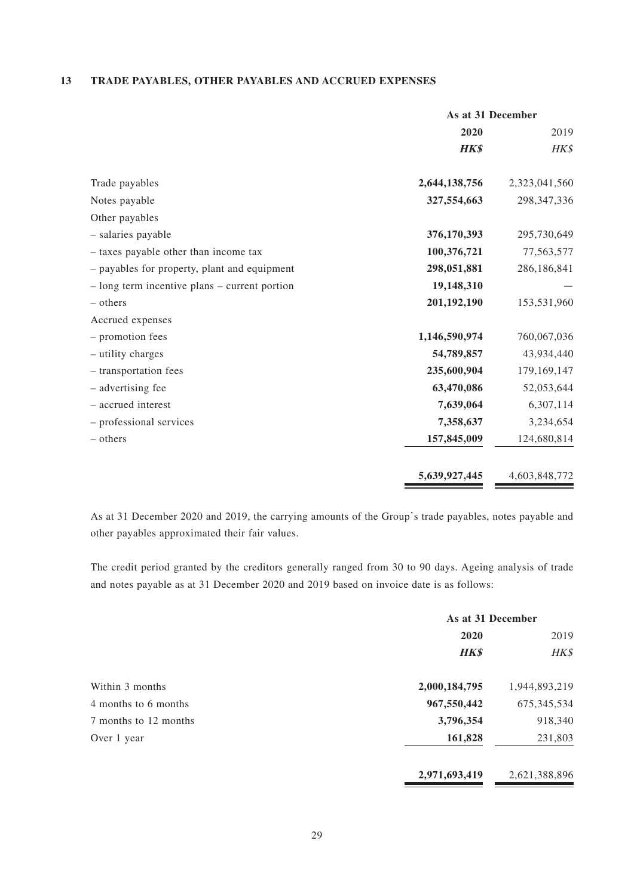## 13 TRADE PAYABLES, OTHER PAYABLES AND ACCRUED EXPENSES

| | As at 31 December | |
|---|---|---|
| | **2020** | 2019 |
| | ***HK$*** | *HK$* |
| Trade payables | **2,644,138,756** | 2,323,041,560 |
| Notes payable | **327,554,663** | 298,347,336 |
| Other payables | | |
| – salaries payable | **376,170,393** | 295,730,649 |
| – taxes payable other than income tax | **100,376,721** | 77,563,577 |
| – payables for property, plant and equipment | **298,051,881** | 286,186,841 |
| – long term incentive plans – current portion | **19,148,310** | — |
| – others | **201,192,190** | 153,531,960 |
| Accrued expenses | | |
| – promotion fees | **1,146,590,974** | 760,067,036 |
| – utility charges | **54,789,857** | 43,934,440 |
| – transportation fees | **235,600,904** | 179,169,147 |
| – advertising fee | **63,470,086** | 52,053,644 |
| – accrued interest | **7,639,064** | 6,307,114 |
| – professional services | **7,358,637** | 3,234,654 |
| – others | **157,845,009** | 124,680,814 |
| | **5,639,927,445** | 4,603,848,772 |

As at 31 December 2020 and 2019, the carrying amounts of the Group's trade payables, notes payable and other payables approximated their fair values.

The credit period granted by the creditors generally ranged from 30 to 90 days. Ageing analysis of trade and notes payable as at 31 December 2020 and 2019 based on invoice date is as follows:

| | As at 31 December | |
|---|---|---|
| | **2020** | 2019 |
| | ***HK$*** | *HK$* |
| Within 3 months | **2,000,184,795** | 1,944,893,219 |
| 4 months to 6 months | **967,550,442** | 675,345,534 |
| 7 months to 12 months | **3,796,354** | 918,340 |
| Over 1 year | **161,828** | 231,803 |
| | **2,971,693,419** | 2,621,388,896 |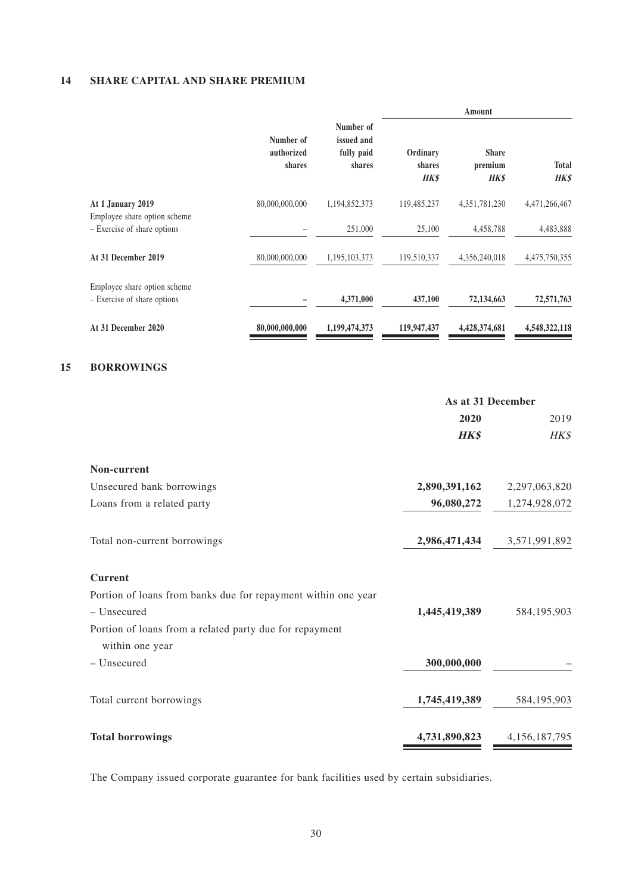## 14 SHARE CAPITAL AND SHARE PREMIUM

| | Number of authorized shares | Number of issued and fully paid shares | Amount | | |
|---|---|---|---|---|---|
| | | | Ordinary shares *HK$* | Share premium *HK$* | Total *HK$* |
| **At 1 January 2019** | 80,000,000,000 | 1,194,852,373 | 119,485,237 | 4,351,781,230 | 4,471,266,467 |
| Employee share option scheme – Exercise of share options | – | 251,000 | 25,100 | 4,458,788 | 4,483,888 |
| **At 31 December 2019** | 80,000,000,000 | 1,195,103,373 | 119,510,337 | 4,356,240,018 | 4,475,750,355 |
| Employee share option scheme – Exercise of share options | **–** | **4,371,000** | **437,100** | **72,134,663** | **72,571,763** |
| **At 31 December 2020** | **80,000,000,000** | **1,199,474,373** | **119,947,437** | **4,428,374,681** | **4,548,322,118** |

## 15 BORROWINGS

| | As at 31 December | |
|---|---|---|
| | **2020** | 2019 |
| | ***HK$*** | *HK$* |
| **Non-current** | | |
| Unsecured bank borrowings | **2,890,391,162** | 2,297,063,820 |
| Loans from a related party | **96,080,272** | 1,274,928,072 |
| Total non-current borrowings | **2,986,471,434** | 3,571,991,892 |
| **Current** | | |
| Portion of loans from banks due for repayment within one year | | |
| – Unsecured | **1,445,419,389** | 584,195,903 |
| Portion of loans from a related party due for repayment within one year | | |
| – Unsecured | **300,000,000** | – |
| Total current borrowings | **1,745,419,389** | 584,195,903 |
| **Total borrowings** | **4,731,890,823** | 4,156,187,795 |

The Company issued corporate guarantee for bank facilities used by certain subsidiaries.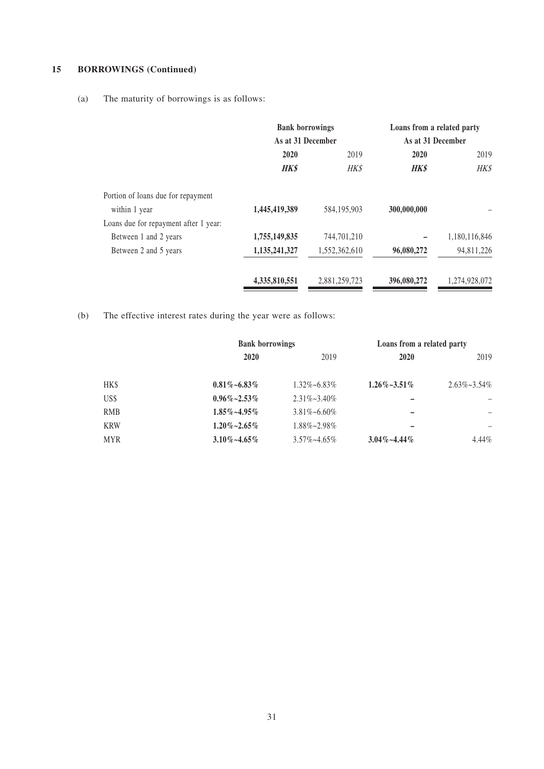## 15 BORROWINGS (Continued)

(a) The maturity of borrowings is as follows:

| | Bank borrowings | | Loans from a related party | |
|---|---|---|---|---|
| | As at 31 December | | As at 31 December | |
| | **2020** | 2019 | **2020** | 2019 |
| | ***HK$*** | *HK$* | ***HK$*** | *HK$* |
| Portion of loans due for repayment within 1 year | **1,445,419,389** | 584,195,903 | **300,000,000** | – |
| Loans due for repayment after 1 year: | | | | |
| Between 1 and 2 years | **1,755,149,835** | 744,701,210 | **–** | 1,180,116,846 |
| Between 2 and 5 years | **1,135,241,327** | 1,552,362,610 | **96,080,272** | 94,811,226 |
| | **4,335,810,551** | 2,881,259,723 | **396,080,272** | 1,274,928,072 |

(b) The effective interest rates during the year were as follows:

| | Bank borrowings | | Loans from a related party | |
|---|---|---|---|---|
| | **2020** | 2019 | **2020** | 2019 |
| HK$ | **0.81%~6.83%** | 1.32%~6.83% | **1.26%~3.51%** | 2.63%~3.54% |
| US$ | **0.96%~2.53%** | 2.31%~3.40% | **–** | – |
| RMB | **1.85%~4.95%** | 3.81%~6.60% | **–** | – |
| KRW | **1.20%~2.65%** | 1.88%~2.98% | **–** | – |
| MYR | **3.10%~4.65%** | 3.57%~4.65% | **3.04%~4.44%** | 4.44% |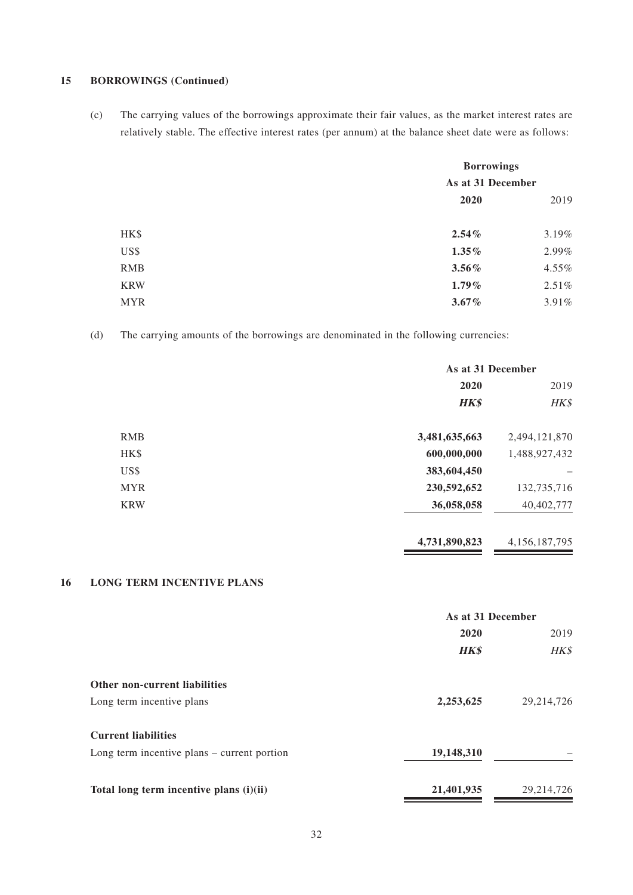## 15 BORROWINGS (Continued)

(c) The carrying values of the borrowings approximate their fair values, as the market interest rates are relatively stable. The effective interest rates (per annum) at the balance sheet date were as follows:

| | Borrowings | |
|---|---|---|
| | As at 31 December | |
| | **2020** | 2019 |
| HK$ | **2.54%** | 3.19% |
| US$ | **1.35%** | 2.99% |
| RMB | **3.56%** | 4.55% |
| KRW | **1.79%** | 2.51% |
| MYR | **3.67%** | 3.91% |

(d) The carrying amounts of the borrowings are denominated in the following currencies:

| | As at 31 December | |
|---|---|---|
| | **2020** | 2019 |
| | ***HK$*** | *HK$* |
| RMB | **3,481,635,663** | 2,494,121,870 |
| HK$ | **600,000,000** | 1,488,927,432 |
| US$ | **383,604,450** | – |
| MYR | **230,592,652** | 132,735,716 |
| KRW | **36,058,058** | 40,402,777 |
| | **4,731,890,823** | 4,156,187,795 |

## 16 LONG TERM INCENTIVE PLANS

| | As at 31 December | |
|---|---|---|
| | **2020** | 2019 |
| | ***HK$*** | *HK$* |
| **Other non-current liabilities** | | |
| Long term incentive plans | **2,253,625** | 29,214,726 |
| **Current liabilities** | | |
| Long term incentive plans – current portion | **19,148,310** | – |
| **Total long term incentive plans (i)(ii)** | **21,401,935** | 29,214,726 |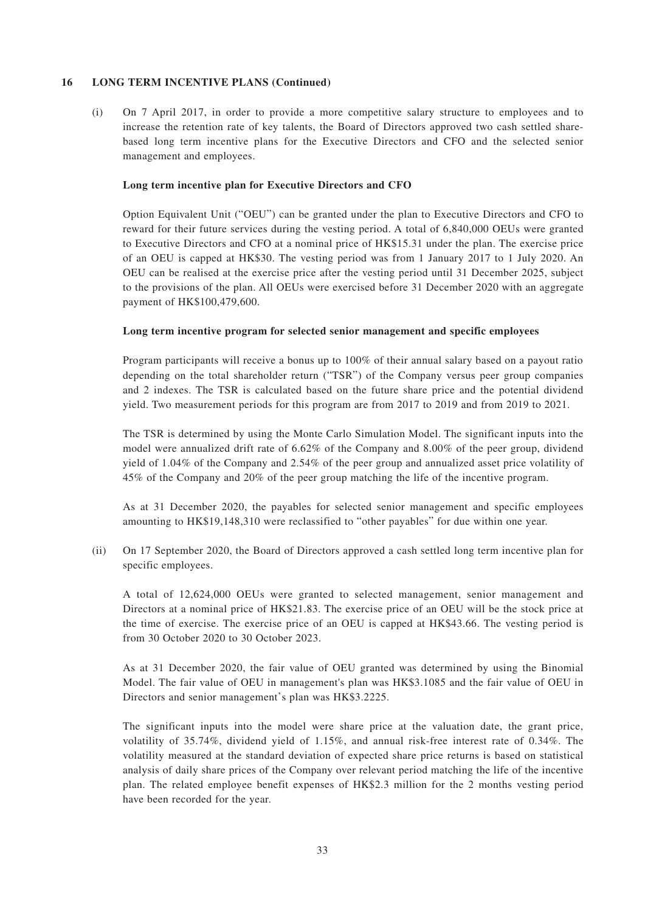## 16 LONG TERM INCENTIVE PLANS (Continued)

(i) On 7 April 2017, in order to provide a more competitive salary structure to employees and to increase the retention rate of key talents, the Board of Directors approved two cash settled share-based long term incentive plans for the Executive Directors and CFO and the selected senior management and employees.

**Long term incentive plan for Executive Directors and CFO**

Option Equivalent Unit ("OEU") can be granted under the plan to Executive Directors and CFO to reward for their future services during the vesting period. A total of 6,840,000 OEUs were granted to Executive Directors and CFO at a nominal price of HK$15.31 under the plan. The exercise price of an OEU is capped at HK$30. The vesting period was from 1 January 2017 to 1 July 2020. An OEU can be realised at the exercise price after the vesting period until 31 December 2025, subject to the provisions of the plan. All OEUs were exercised before 31 December 2020 with an aggregate payment of HK$100,479,600.

**Long term incentive program for selected senior management and specific employees**

Program participants will receive a bonus up to 100% of their annual salary based on a payout ratio depending on the total shareholder return ("TSR") of the Company versus peer group companies and 2 indexes. The TSR is calculated based on the future share price and the potential dividend yield. Two measurement periods for this program are from 2017 to 2019 and from 2019 to 2021.

The TSR is determined by using the Monte Carlo Simulation Model. The significant inputs into the model were annualized drift rate of 6.62% of the Company and 8.00% of the peer group, dividend yield of 1.04% of the Company and 2.54% of the peer group and annualized asset price volatility of 45% of the Company and 20% of the peer group matching the life of the incentive program.

As at 31 December 2020, the payables for selected senior management and specific employees amounting to HK$19,148,310 were reclassified to "other payables" for due within one year.

(ii) On 17 September 2020, the Board of Directors approved a cash settled long term incentive plan for specific employees.

A total of 12,624,000 OEUs were granted to selected management, senior management and Directors at a nominal price of HK$21.83. The exercise price of an OEU will be the stock price at the time of exercise. The exercise price of an OEU is capped at HK$43.66. The vesting period is from 30 October 2020 to 30 October 2023.

As at 31 December 2020, the fair value of OEU granted was determined by using the Binomial Model. The fair value of OEU in management's plan was HK$3.1085 and the fair value of OEU in Directors and senior management's plan was HK$3.2225.

The significant inputs into the model were share price at the valuation date, the grant price, volatility of 35.74%, dividend yield of 1.15%, and annual risk-free interest rate of 0.34%. The volatility measured at the standard deviation of expected share price returns is based on statistical analysis of daily share prices of the Company over relevant period matching the life of the incentive plan. The related employee benefit expenses of HK$2.3 million for the 2 months vesting period have been recorded for the year.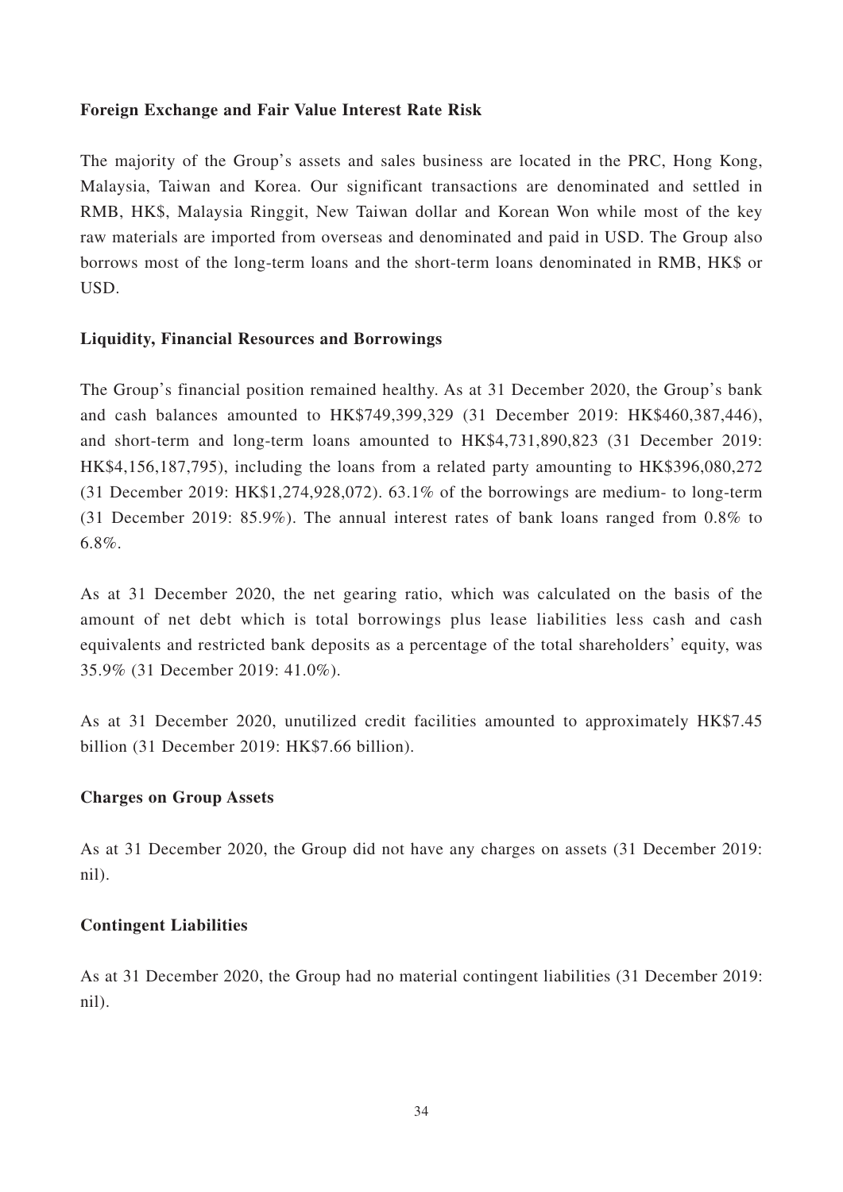**Foreign Exchange and Fair Value Interest Rate Risk**

The majority of the Group's assets and sales business are located in the PRC, Hong Kong, Malaysia, Taiwan and Korea. Our significant transactions are denominated and settled in RMB, HK$, Malaysia Ringgit, New Taiwan dollar and Korean Won while most of the key raw materials are imported from overseas and denominated and paid in USD. The Group also borrows most of the long-term loans and the short-term loans denominated in RMB, HK$ or USD.

**Liquidity, Financial Resources and Borrowings**

The Group's financial position remained healthy. As at 31 December 2020, the Group's bank and cash balances amounted to HK$749,399,329 (31 December 2019: HK$460,387,446), and short-term and long-term loans amounted to HK$4,731,890,823 (31 December 2019: HK$4,156,187,795), including the loans from a related party amounting to HK$396,080,272 (31 December 2019: HK$1,274,928,072). 63.1% of the borrowings are medium- to long-term (31 December 2019: 85.9%). The annual interest rates of bank loans ranged from 0.8% to 6.8%.

As at 31 December 2020, the net gearing ratio, which was calculated on the basis of the amount of net debt which is total borrowings plus lease liabilities less cash and cash equivalents and restricted bank deposits as a percentage of the total shareholders' equity, was 35.9% (31 December 2019: 41.0%).

As at 31 December 2020, unutilized credit facilities amounted to approximately HK$7.45 billion (31 December 2019: HK$7.66 billion).

**Charges on Group Assets**

As at 31 December 2020, the Group did not have any charges on assets (31 December 2019: nil).

**Contingent Liabilities**

As at 31 December 2020, the Group had no material contingent liabilities (31 December 2019: nil).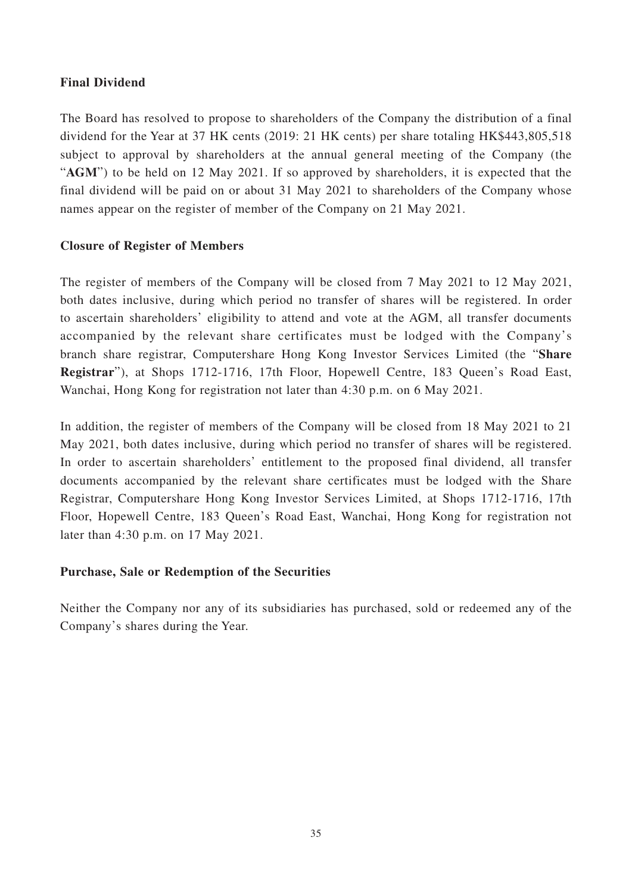**Final Dividend**

The Board has resolved to propose to shareholders of the Company the distribution of a final dividend for the Year at 37 HK cents (2019: 21 HK cents) per share totaling HK$443,805,518 subject to approval by shareholders at the annual general meeting of the Company (the "**AGM**") to be held on 12 May 2021. If so approved by shareholders, it is expected that the final dividend will be paid on or about 31 May 2021 to shareholders of the Company whose names appear on the register of member of the Company on 21 May 2021.

**Closure of Register of Members**

The register of members of the Company will be closed from 7 May 2021 to 12 May 2021, both dates inclusive, during which period no transfer of shares will be registered. In order to ascertain shareholders' eligibility to attend and vote at the AGM, all transfer documents accompanied by the relevant share certificates must be lodged with the Company's branch share registrar, Computershare Hong Kong Investor Services Limited (the "**Share Registrar**"), at Shops 1712-1716, 17th Floor, Hopewell Centre, 183 Queen's Road East, Wanchai, Hong Kong for registration not later than 4:30 p.m. on 6 May 2021.

In addition, the register of members of the Company will be closed from 18 May 2021 to 21 May 2021, both dates inclusive, during which period no transfer of shares will be registered. In order to ascertain shareholders' entitlement to the proposed final dividend, all transfer documents accompanied by the relevant share certificates must be lodged with the Share Registrar, Computershare Hong Kong Investor Services Limited, at Shops 1712-1716, 17th Floor, Hopewell Centre, 183 Queen's Road East, Wanchai, Hong Kong for registration not later than 4:30 p.m. on 17 May 2021.

**Purchase, Sale or Redemption of the Securities**

Neither the Company nor any of its subsidiaries has purchased, sold or redeemed any of the Company's shares during the Year.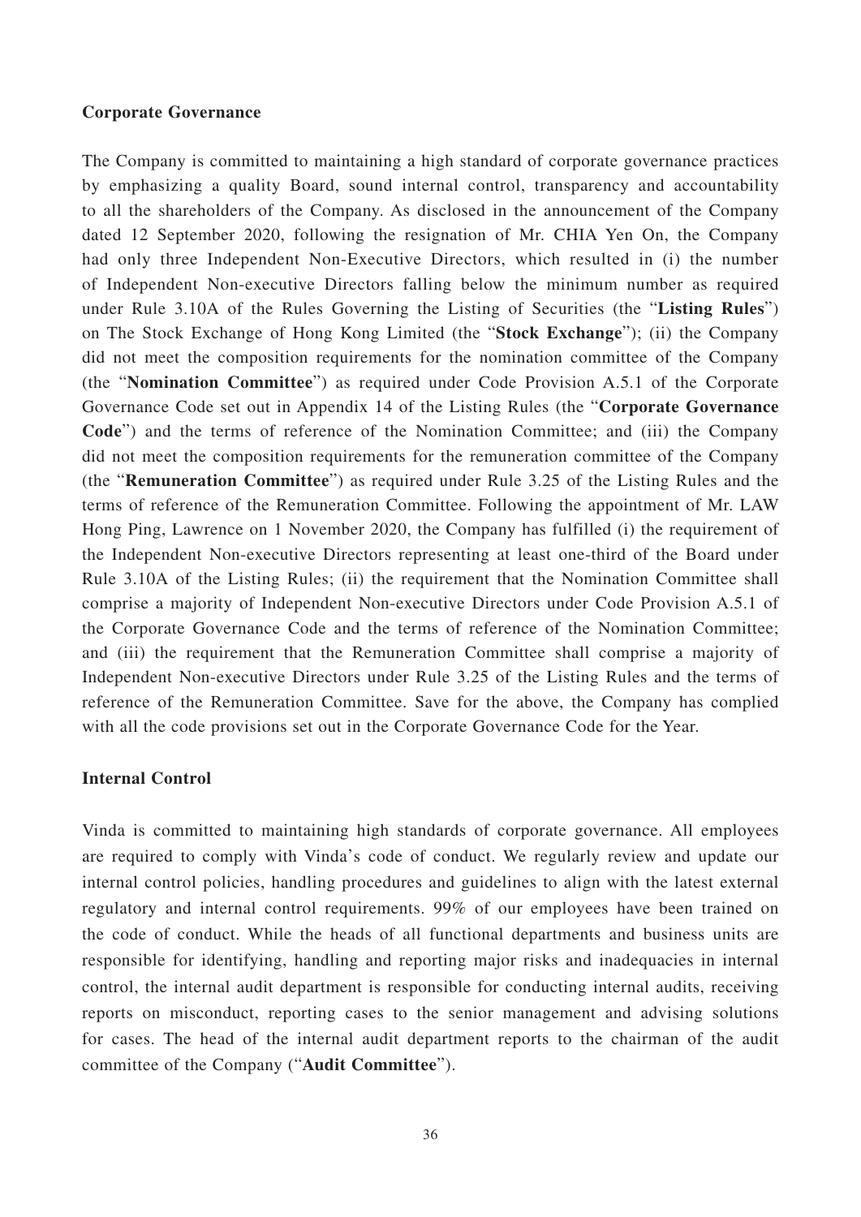**Corporate Governance**

The Company is committed to maintaining a high standard of corporate governance practices by emphasizing a quality Board, sound internal control, transparency and accountability to all the shareholders of the Company. As disclosed in the announcement of the Company dated 12 September 2020, following the resignation of Mr. CHIA Yen On, the Company had only three Independent Non-Executive Directors, which resulted in (i) the number of Independent Non-executive Directors falling below the minimum number as required under Rule 3.10A of the Rules Governing the Listing of Securities (the "**Listing Rules**") on The Stock Exchange of Hong Kong Limited (the "**Stock Exchange**"); (ii) the Company did not meet the composition requirements for the nomination committee of the Company (the "**Nomination Committee**") as required under Code Provision A.5.1 of the Corporate Governance Code set out in Appendix 14 of the Listing Rules (the "**Corporate Governance Code**") and the terms of reference of the Nomination Committee; and (iii) the Company did not meet the composition requirements for the remuneration committee of the Company (the "**Remuneration Committee**") as required under Rule 3.25 of the Listing Rules and the terms of reference of the Remuneration Committee. Following the appointment of Mr. LAW Hong Ping, Lawrence on 1 November 2020, the Company has fulfilled (i) the requirement of the Independent Non-executive Directors representing at least one-third of the Board under Rule 3.10A of the Listing Rules; (ii) the requirement that the Nomination Committee shall comprise a majority of Independent Non-executive Directors under Code Provision A.5.1 of the Corporate Governance Code and the terms of reference of the Nomination Committee; and (iii) the requirement that the Remuneration Committee shall comprise a majority of Independent Non-executive Directors under Rule 3.25 of the Listing Rules and the terms of reference of the Remuneration Committee. Save for the above, the Company has complied with all the code provisions set out in the Corporate Governance Code for the Year.

**Internal Control**

Vinda is committed to maintaining high standards of corporate governance. All employees are required to comply with Vinda's code of conduct. We regularly review and update our internal control policies, handling procedures and guidelines to align with the latest external regulatory and internal control requirements. 99% of our employees have been trained on the code of conduct. While the heads of all functional departments and business units are responsible for identifying, handling and reporting major risks and inadequacies in internal control, the internal audit department is responsible for conducting internal audits, receiving reports on misconduct, reporting cases to the senior management and advising solutions for cases. The head of the internal audit department reports to the chairman of the audit committee of the Company ("**Audit Committee**").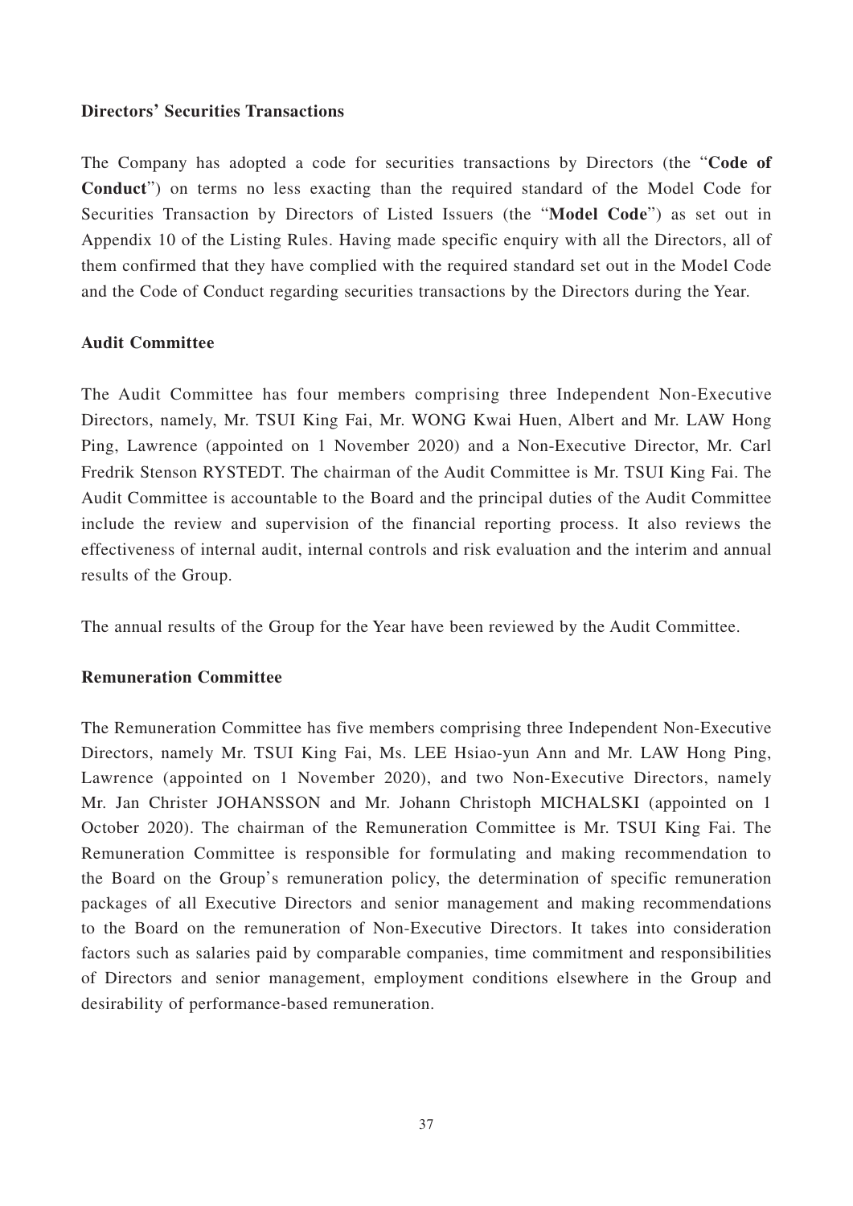**Directors' Securities Transactions**

The Company has adopted a code for securities transactions by Directors (the "**Code of Conduct**") on terms no less exacting than the required standard of the Model Code for Securities Transaction by Directors of Listed Issuers (the "**Model Code**") as set out in Appendix 10 of the Listing Rules. Having made specific enquiry with all the Directors, all of them confirmed that they have complied with the required standard set out in the Model Code and the Code of Conduct regarding securities transactions by the Directors during the Year.

**Audit Committee**

The Audit Committee has four members comprising three Independent Non-Executive Directors, namely, Mr. TSUI King Fai, Mr. WONG Kwai Huen, Albert and Mr. LAW Hong Ping, Lawrence (appointed on 1 November 2020) and a Non-Executive Director, Mr. Carl Fredrik Stenson RYSTEDT. The chairman of the Audit Committee is Mr. TSUI King Fai. The Audit Committee is accountable to the Board and the principal duties of the Audit Committee include the review and supervision of the financial reporting process. It also reviews the effectiveness of internal audit, internal controls and risk evaluation and the interim and annual results of the Group.

The annual results of the Group for the Year have been reviewed by the Audit Committee.

**Remuneration Committee**

The Remuneration Committee has five members comprising three Independent Non-Executive Directors, namely Mr. TSUI King Fai, Ms. LEE Hsiao-yun Ann and Mr. LAW Hong Ping, Lawrence (appointed on 1 November 2020), and two Non-Executive Directors, namely Mr. Jan Christer JOHANSSON and Mr. Johann Christoph MICHALSKI (appointed on 1 October 2020). The chairman of the Remuneration Committee is Mr. TSUI King Fai. The Remuneration Committee is responsible for formulating and making recommendation to the Board on the Group's remuneration policy, the determination of specific remuneration packages of all Executive Directors and senior management and making recommendations to the Board on the remuneration of Non-Executive Directors. It takes into consideration factors such as salaries paid by comparable companies, time commitment and responsibilities of Directors and senior management, employment conditions elsewhere in the Group and desirability of performance-based remuneration.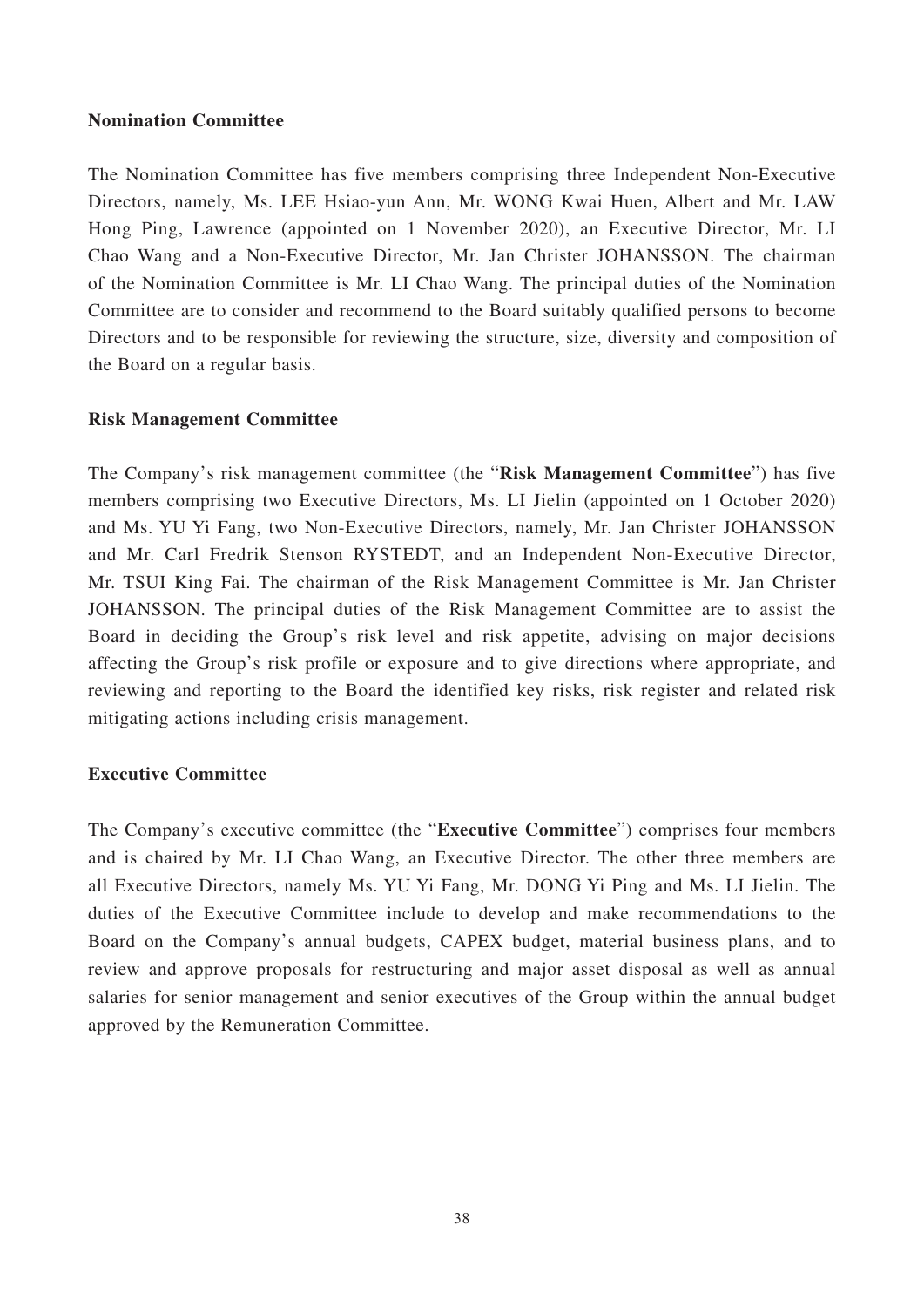**Nomination Committee**

The Nomination Committee has five members comprising three Independent Non-Executive Directors, namely, Ms. LEE Hsiao-yun Ann, Mr. WONG Kwai Huen, Albert and Mr. LAW Hong Ping, Lawrence (appointed on 1 November 2020), an Executive Director, Mr. LI Chao Wang and a Non-Executive Director, Mr. Jan Christer JOHANSSON. The chairman of the Nomination Committee is Mr. LI Chao Wang. The principal duties of the Nomination Committee are to consider and recommend to the Board suitably qualified persons to become Directors and to be responsible for reviewing the structure, size, diversity and composition of the Board on a regular basis.

**Risk Management Committee**

The Company's risk management committee (the "**Risk Management Committee**") has five members comprising two Executive Directors, Ms. LI Jielin (appointed on 1 October 2020) and Ms. YU Yi Fang, two Non-Executive Directors, namely, Mr. Jan Christer JOHANSSON and Mr. Carl Fredrik Stenson RYSTEDT, and an Independent Non-Executive Director, Mr. TSUI King Fai. The chairman of the Risk Management Committee is Mr. Jan Christer JOHANSSON. The principal duties of the Risk Management Committee are to assist the Board in deciding the Group's risk level and risk appetite, advising on major decisions affecting the Group's risk profile or exposure and to give directions where appropriate, and reviewing and reporting to the Board the identified key risks, risk register and related risk mitigating actions including crisis management.

**Executive Committee**

The Company's executive committee (the "**Executive Committee**") comprises four members and is chaired by Mr. LI Chao Wang, an Executive Director. The other three members are all Executive Directors, namely Ms. YU Yi Fang, Mr. DONG Yi Ping and Ms. LI Jielin. The duties of the Executive Committee include to develop and make recommendations to the Board on the Company's annual budgets, CAPEX budget, material business plans, and to review and approve proposals for restructuring and major asset disposal as well as annual salaries for senior management and senior executives of the Group within the annual budget approved by the Remuneration Committee.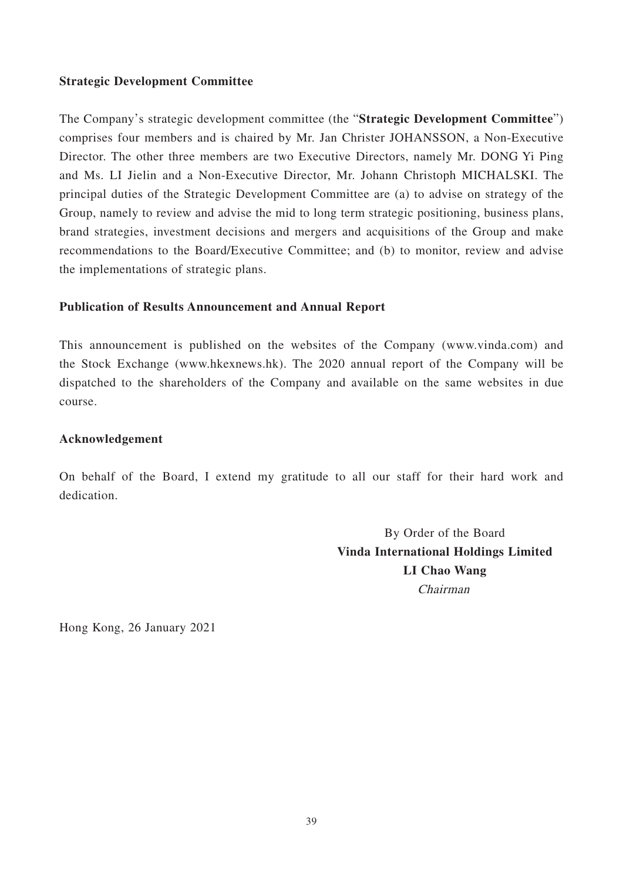**Strategic Development Committee**

The Company's strategic development committee (the "**Strategic Development Committee**") comprises four members and is chaired by Mr. Jan Christer JOHANSSON, a Non-Executive Director. The other three members are two Executive Directors, namely Mr. DONG Yi Ping and Ms. LI Jielin and a Non-Executive Director, Mr. Johann Christoph MICHALSKI. The principal duties of the Strategic Development Committee are (a) to advise on strategy of the Group, namely to review and advise the mid to long term strategic positioning, business plans, brand strategies, investment decisions and mergers and acquisitions of the Group and make recommendations to the Board/Executive Committee; and (b) to monitor, review and advise the implementations of strategic plans.

**Publication of Results Announcement and Annual Report**

This announcement is published on the websites of the Company (www.vinda.com) and the Stock Exchange (www.hkexnews.hk). The 2020 annual report of the Company will be dispatched to the shareholders of the Company and available on the same websites in due course.

**Acknowledgement**

On behalf of the Board, I extend my gratitude to all our staff for their hard work and dedication.

By Order of the Board
**Vinda International Holdings Limited**
**LI Chao Wang**
*Chairman*

Hong Kong, 26 January 2021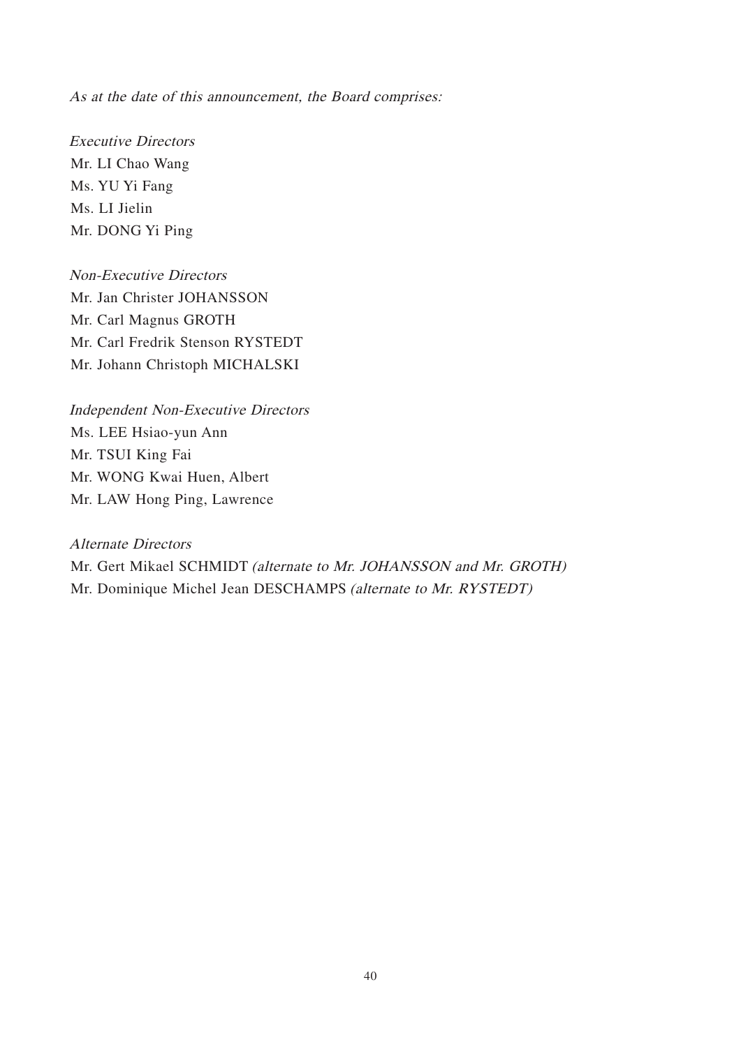*As at the date of this announcement, the Board comprises:*

*Executive Directors*

Mr. LI Chao Wang
Ms. YU Yi Fang
Ms. LI Jielin
Mr. DONG Yi Ping

*Non-Executive Directors*

Mr. Jan Christer JOHANSSON
Mr. Carl Magnus GROTH
Mr. Carl Fredrik Stenson RYSTEDT
Mr. Johann Christoph MICHALSKI

*Independent Non-Executive Directors*

Ms. LEE Hsiao-yun Ann
Mr. TSUI King Fai
Mr. WONG Kwai Huen, Albert
Mr. LAW Hong Ping, Lawrence

*Alternate Directors*

Mr. Gert Mikael SCHMIDT *(alternate to Mr. JOHANSSON and Mr. GROTH)*
Mr. Dominique Michel Jean DESCHAMPS *(alternate to Mr. RYSTEDT)*